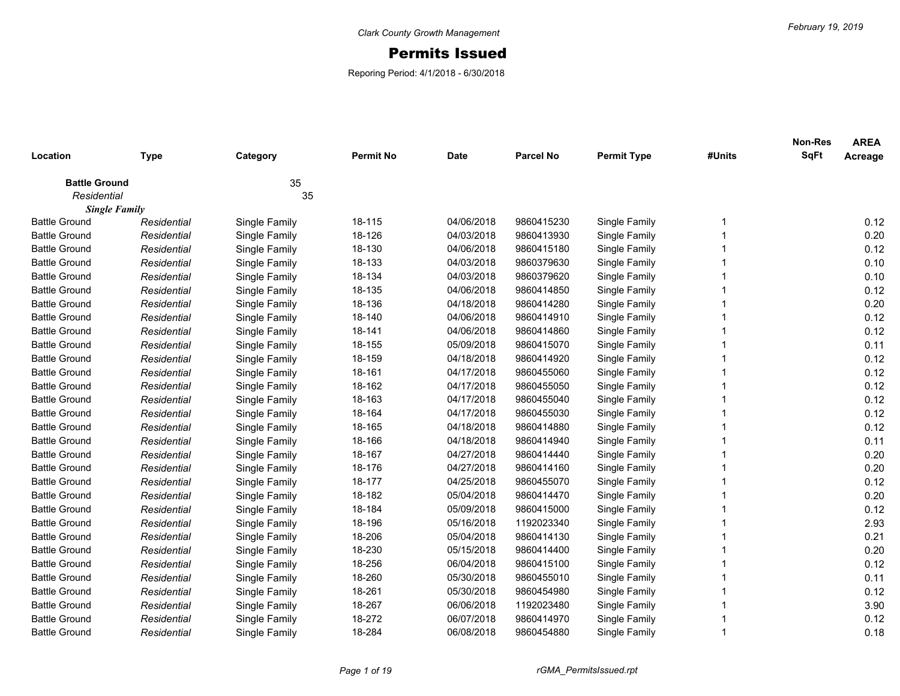Clark County Growth Management

# Permits Issued

Reporing Period: 4/1/2018 - 6/30/2018

February 19, 2019

| Location | Type | Category | Permit No | Date | Parcel No | Permit Type | #Units | Non-Res SqFt | AREA Acreage |
|---|---|---|---|---|---|---|---|---|---|
| **Battle Ground** | | 35 | | | | | | | |
| *Residential* | | 35 | | | | | | | |
| ***Single Family*** | | | | | | | | | |
| Battle Ground | *Residential* | Single Family | 18-115 | 04/06/2018 | 9860415230 | Single Family | 1 | | 0.12 |
| Battle Ground | *Residential* | Single Family | 18-126 | 04/03/2018 | 9860413930 | Single Family | 1 | | 0.20 |
| Battle Ground | *Residential* | Single Family | 18-130 | 04/06/2018 | 9860415180 | Single Family | 1 | | 0.12 |
| Battle Ground | *Residential* | Single Family | 18-133 | 04/03/2018 | 9860379630 | Single Family | 1 | | 0.10 |
| Battle Ground | *Residential* | Single Family | 18-134 | 04/03/2018 | 9860379620 | Single Family | 1 | | 0.10 |
| Battle Ground | *Residential* | Single Family | 18-135 | 04/06/2018 | 9860414850 | Single Family | 1 | | 0.12 |
| Battle Ground | *Residential* | Single Family | 18-136 | 04/18/2018 | 9860414280 | Single Family | 1 | | 0.20 |
| Battle Ground | *Residential* | Single Family | 18-140 | 04/06/2018 | 9860414910 | Single Family | 1 | | 0.12 |
| Battle Ground | *Residential* | Single Family | 18-141 | 04/06/2018 | 9860414860 | Single Family | 1 | | 0.12 |
| Battle Ground | *Residential* | Single Family | 18-155 | 05/09/2018 | 9860415070 | Single Family | 1 | | 0.11 |
| Battle Ground | *Residential* | Single Family | 18-159 | 04/18/2018 | 9860414920 | Single Family | 1 | | 0.12 |
| Battle Ground | *Residential* | Single Family | 18-161 | 04/17/2018 | 9860455060 | Single Family | 1 | | 0.12 |
| Battle Ground | *Residential* | Single Family | 18-162 | 04/17/2018 | 9860455050 | Single Family | 1 | | 0.12 |
| Battle Ground | *Residential* | Single Family | 18-163 | 04/17/2018 | 9860455040 | Single Family | 1 | | 0.12 |
| Battle Ground | *Residential* | Single Family | 18-164 | 04/17/2018 | 9860455030 | Single Family | 1 | | 0.12 |
| Battle Ground | *Residential* | Single Family | 18-165 | 04/18/2018 | 9860414880 | Single Family | 1 | | 0.12 |
| Battle Ground | *Residential* | Single Family | 18-166 | 04/18/2018 | 9860414940 | Single Family | 1 | | 0.11 |
| Battle Ground | *Residential* | Single Family | 18-167 | 04/27/2018 | 9860414440 | Single Family | 1 | | 0.20 |
| Battle Ground | *Residential* | Single Family | 18-176 | 04/27/2018 | 9860414160 | Single Family | 1 | | 0.20 |
| Battle Ground | *Residential* | Single Family | 18-177 | 04/25/2018 | 9860455070 | Single Family | 1 | | 0.12 |
| Battle Ground | *Residential* | Single Family | 18-182 | 05/04/2018 | 9860414470 | Single Family | 1 | | 0.20 |
| Battle Ground | *Residential* | Single Family | 18-184 | 05/09/2018 | 9860415000 | Single Family | 1 | | 0.12 |
| Battle Ground | *Residential* | Single Family | 18-196 | 05/16/2018 | 1192023340 | Single Family | 1 | | 2.93 |
| Battle Ground | *Residential* | Single Family | 18-206 | 05/04/2018 | 9860414130 | Single Family | 1 | | 0.21 |
| Battle Ground | *Residential* | Single Family | 18-230 | 05/15/2018 | 9860414400 | Single Family | 1 | | 0.20 |
| Battle Ground | *Residential* | Single Family | 18-256 | 06/04/2018 | 9860415100 | Single Family | 1 | | 0.12 |
| Battle Ground | *Residential* | Single Family | 18-260 | 05/30/2018 | 9860455010 | Single Family | 1 | | 0.11 |
| Battle Ground | *Residential* | Single Family | 18-261 | 05/30/2018 | 9860454980 | Single Family | 1 | | 0.12 |
| Battle Ground | *Residential* | Single Family | 18-267 | 06/06/2018 | 1192023480 | Single Family | 1 | | 3.90 |
| Battle Ground | *Residential* | Single Family | 18-272 | 06/07/2018 | 9860414970 | Single Family | 1 | | 0.12 |
| Battle Ground | *Residential* | Single Family | 18-284 | 06/08/2018 | 9860454880 | Single Family | 1 | | 0.18 |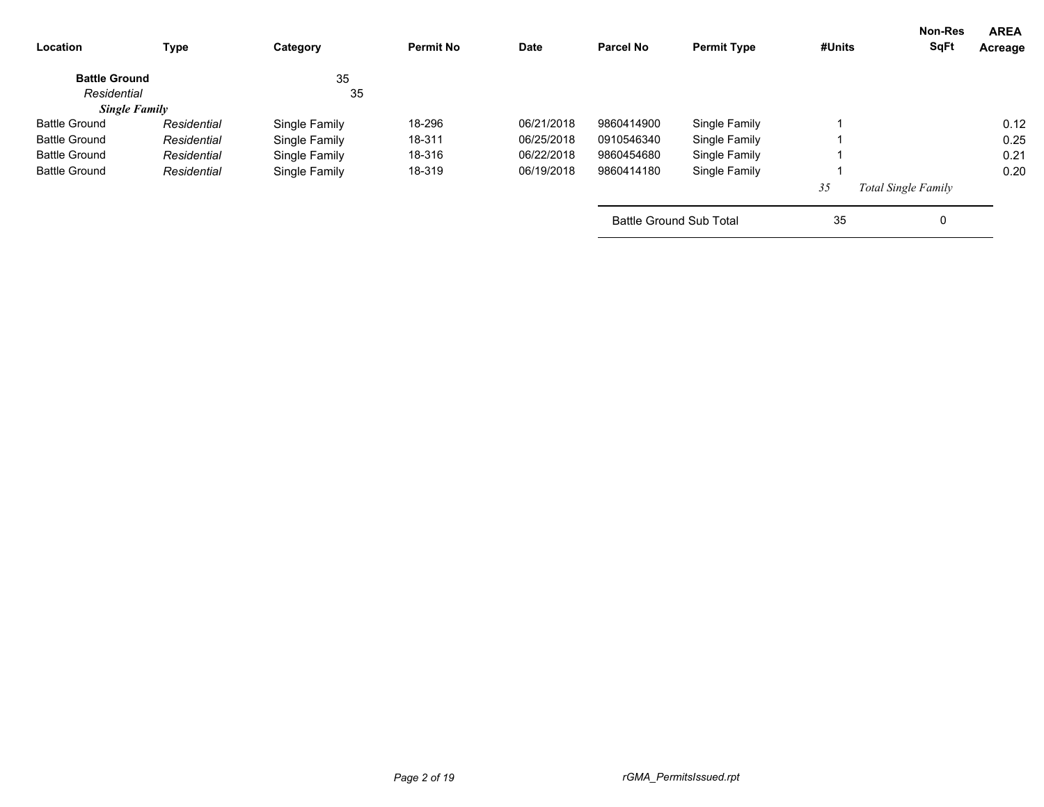| Location | Type | Category | Permit No | Date | Parcel No | Permit Type | #Units | Non-Res SqFt | AREA Acreage |
|---|---|---|---|---|---|---|---|---|---|
| **Battle Ground** | | 35 | | | | | | | |
| *Residential* | | 35 | | | | | | | |
| ***Single Family*** | | | | | | | | | |
| Battle Ground | *Residential* | Single Family | 18-296 | 06/21/2018 | 9860414900 | Single Family | 1 | | 0.12 |
| Battle Ground | *Residential* | Single Family | 18-311 | 06/25/2018 | 0910546340 | Single Family | 1 | | 0.25 |
| Battle Ground | *Residential* | Single Family | 18-316 | 06/22/2018 | 9860454680 | Single Family | 1 | | 0.21 |
| Battle Ground | *Residential* | Single Family | 18-319 | 06/19/2018 | 9860414180 | Single Family | 1 | | 0.20 |
| | | | | | | | *35* | *Total Single Family* | |
| | | | | | Battle Ground Sub Total | | 35 | 0 | |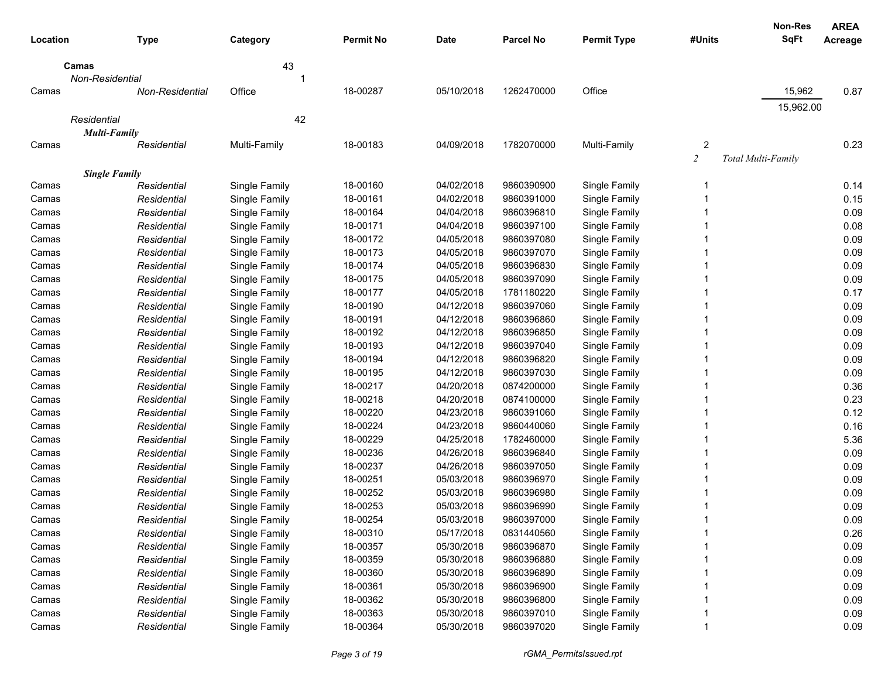| Location | Type | Category | Permit No | Date | Parcel No | Permit Type | #Units | Non-Res SqFt | AREA Acreage |
|---|---|---|---|---|---|---|---|---|---|
| **Camas** | | 43 | | | | | | | |
| *Non-Residential* | | 1 | | | | | | | |
| Camas | *Non-Residential* | Office | 18-00287 | 05/10/2018 | 1262470000 | Office | | 15,962 | 0.87 |
| | | | | | | | | 15,962.00 | |
| *Residential* | | 42 | | | | | | | |
| ***Multi-Family*** | | | | | | | | | |
| Camas | *Residential* | Multi-Family | 18-00183 | 04/09/2018 | 1782070000 | Multi-Family | 2 | | 0.23 |
| | | | | | | | *2* | *Total Multi-Family* | |
| ***Single Family*** | | | | | | | | | |
| Camas | *Residential* | Single Family | 18-00160 | 04/02/2018 | 9860390900 | Single Family | 1 | | 0.14 |
| Camas | *Residential* | Single Family | 18-00161 | 04/02/2018 | 9860391000 | Single Family | 1 | | 0.15 |
| Camas | *Residential* | Single Family | 18-00164 | 04/04/2018 | 9860396810 | Single Family | 1 | | 0.09 |
| Camas | *Residential* | Single Family | 18-00171 | 04/04/2018 | 9860397100 | Single Family | 1 | | 0.08 |
| Camas | *Residential* | Single Family | 18-00172 | 04/05/2018 | 9860397080 | Single Family | 1 | | 0.09 |
| Camas | *Residential* | Single Family | 18-00173 | 04/05/2018 | 9860397070 | Single Family | 1 | | 0.09 |
| Camas | *Residential* | Single Family | 18-00174 | 04/05/2018 | 9860396830 | Single Family | 1 | | 0.09 |
| Camas | *Residential* | Single Family | 18-00175 | 04/05/2018 | 9860397090 | Single Family | 1 | | 0.09 |
| Camas | *Residential* | Single Family | 18-00177 | 04/05/2018 | 1781180220 | Single Family | 1 | | 0.17 |
| Camas | *Residential* | Single Family | 18-00190 | 04/12/2018 | 9860397060 | Single Family | 1 | | 0.09 |
| Camas | *Residential* | Single Family | 18-00191 | 04/12/2018 | 9860396860 | Single Family | 1 | | 0.09 |
| Camas | *Residential* | Single Family | 18-00192 | 04/12/2018 | 9860396850 | Single Family | 1 | | 0.09 |
| Camas | *Residential* | Single Family | 18-00193 | 04/12/2018 | 9860397040 | Single Family | 1 | | 0.09 |
| Camas | *Residential* | Single Family | 18-00194 | 04/12/2018 | 9860396820 | Single Family | 1 | | 0.09 |
| Camas | *Residential* | Single Family | 18-00195 | 04/12/2018 | 9860397030 | Single Family | 1 | | 0.09 |
| Camas | *Residential* | Single Family | 18-00217 | 04/20/2018 | 0874200000 | Single Family | 1 | | 0.36 |
| Camas | *Residential* | Single Family | 18-00218 | 04/20/2018 | 0874100000 | Single Family | 1 | | 0.23 |
| Camas | *Residential* | Single Family | 18-00220 | 04/23/2018 | 9860391060 | Single Family | 1 | | 0.12 |
| Camas | *Residential* | Single Family | 18-00224 | 04/23/2018 | 9860440060 | Single Family | 1 | | 0.16 |
| Camas | *Residential* | Single Family | 18-00229 | 04/25/2018 | 1782460000 | Single Family | 1 | | 5.36 |
| Camas | *Residential* | Single Family | 18-00236 | 04/26/2018 | 9860396840 | Single Family | 1 | | 0.09 |
| Camas | *Residential* | Single Family | 18-00237 | 04/26/2018 | 9860397050 | Single Family | 1 | | 0.09 |
| Camas | *Residential* | Single Family | 18-00251 | 05/03/2018 | 9860396970 | Single Family | 1 | | 0.09 |
| Camas | *Residential* | Single Family | 18-00252 | 05/03/2018 | 9860396980 | Single Family | 1 | | 0.09 |
| Camas | *Residential* | Single Family | 18-00253 | 05/03/2018 | 9860396990 | Single Family | 1 | | 0.09 |
| Camas | *Residential* | Single Family | 18-00254 | 05/03/2018 | 9860397000 | Single Family | 1 | | 0.09 |
| Camas | *Residential* | Single Family | 18-00310 | 05/17/2018 | 0831440560 | Single Family | 1 | | 0.26 |
| Camas | *Residential* | Single Family | 18-00357 | 05/30/2018 | 9860396870 | Single Family | 1 | | 0.09 |
| Camas | *Residential* | Single Family | 18-00359 | 05/30/2018 | 9860396880 | Single Family | 1 | | 0.09 |
| Camas | *Residential* | Single Family | 18-00360 | 05/30/2018 | 9860396890 | Single Family | 1 | | 0.09 |
| Camas | *Residential* | Single Family | 18-00361 | 05/30/2018 | 9860396900 | Single Family | 1 | | 0.09 |
| Camas | *Residential* | Single Family | 18-00362 | 05/30/2018 | 9860396800 | Single Family | 1 | | 0.09 |
| Camas | *Residential* | Single Family | 18-00363 | 05/30/2018 | 9860397010 | Single Family | 1 | | 0.09 |
| Camas | *Residential* | Single Family | 18-00364 | 05/30/2018 | 9860397020 | Single Family | 1 | | 0.09 |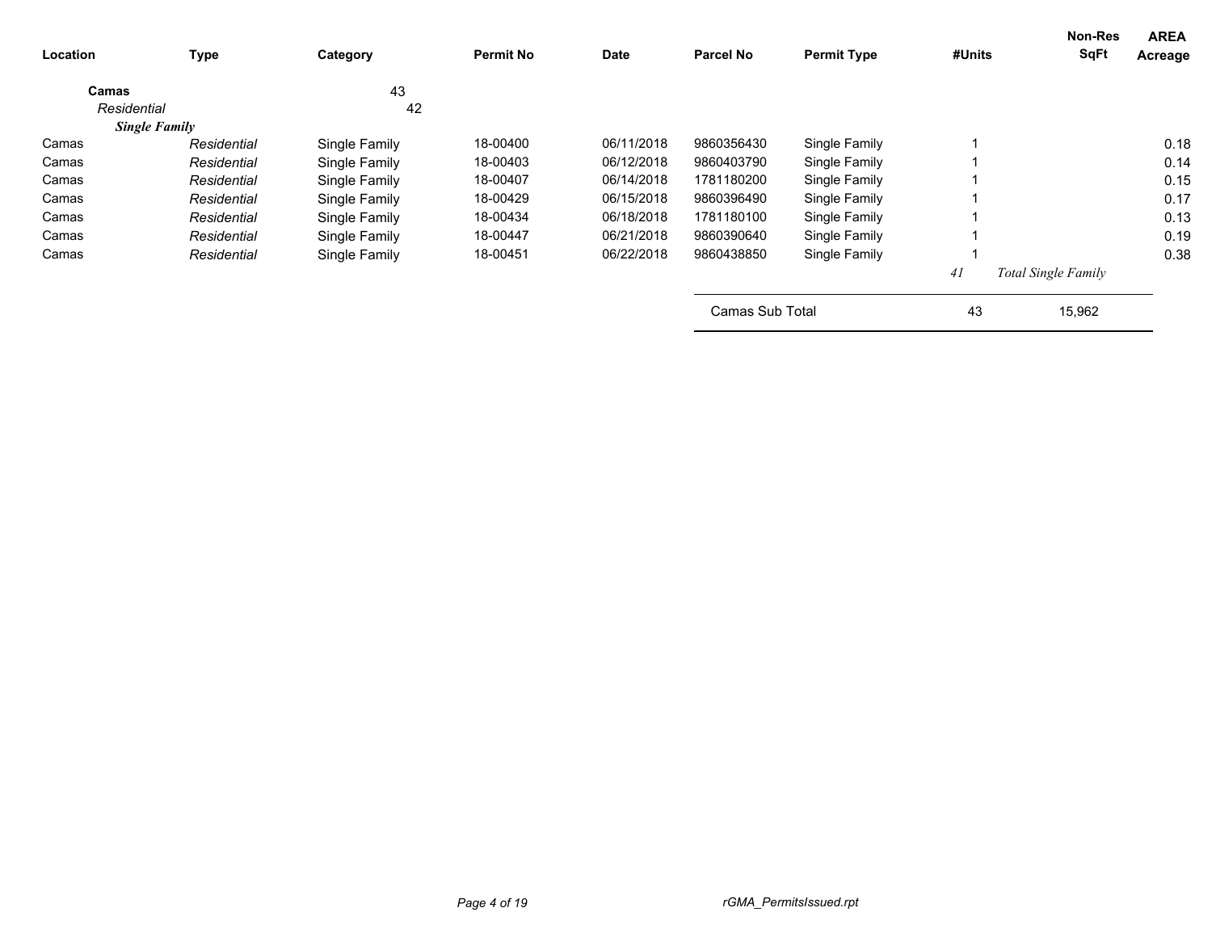| Location | Type | Category | Permit No | Date | Parcel No | Permit Type | #Units | Non-Res SqFt | AREA Acreage |
|---|---|---|---|---|---|---|---|---|---|
| **Camas** | | 43 | | | | | | | |
| *Residential* | | 42 | | | | | | | |
| ***Single Family*** | | | | | | | | | |
| Camas | *Residential* | Single Family | 18-00400 | 06/11/2018 | 9860356430 | Single Family | 1 | | 0.18 |
| Camas | *Residential* | Single Family | 18-00403 | 06/12/2018 | 9860403790 | Single Family | 1 | | 0.14 |
| Camas | *Residential* | Single Family | 18-00407 | 06/14/2018 | 1781180200 | Single Family | 1 | | 0.15 |
| Camas | *Residential* | Single Family | 18-00429 | 06/15/2018 | 9860396490 | Single Family | 1 | | 0.17 |
| Camas | *Residential* | Single Family | 18-00434 | 06/18/2018 | 1781180100 | Single Family | 1 | | 0.13 |
| Camas | *Residential* | Single Family | 18-00447 | 06/21/2018 | 9860390640 | Single Family | 1 | | 0.19 |
| Camas | *Residential* | Single Family | 18-00451 | 06/22/2018 | 9860438850 | Single Family | 1 | | 0.38 |
| | | | | | | | *41* | *Total Single Family* | |
| | | | | | Camas Sub Total | | 43 | 15,962 | |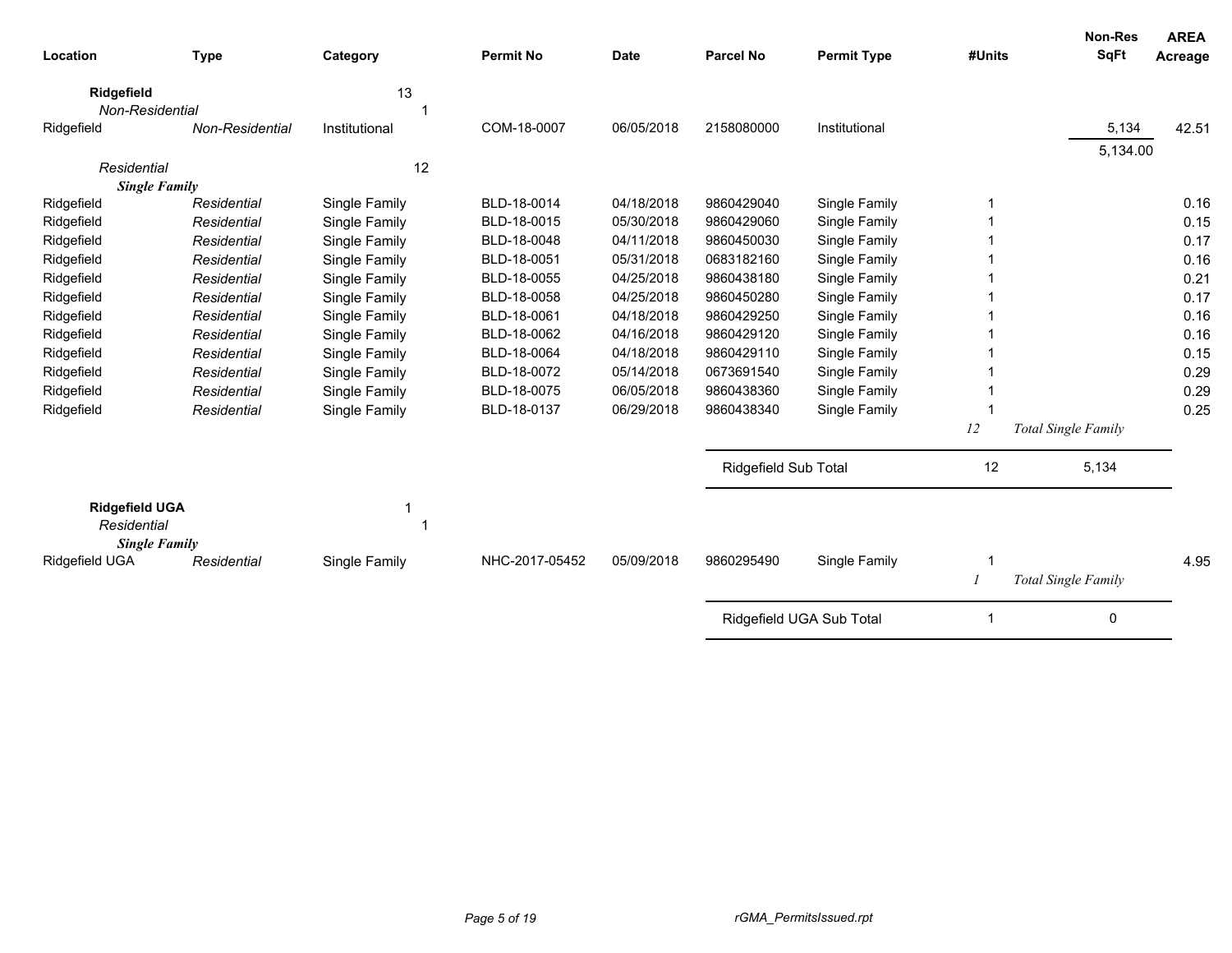| Location | Type | Category | Permit No | Date | Parcel No | Permit Type | #Units | Non-Res SqFt | AREA Acreage |
|---|---|---|---|---|---|---|---|---|---|
| **Ridgefield** | | 13 | | | | | | | |
| *Non-Residential* | | 1 | | | | | | | |
| Ridgefield | *Non-Residential* | Institutional | COM-18-0007 | 06/05/2018 | 2158080000 | Institutional | | 5,134 | 42.51 |
| | | | | | | | | 5,134.00 | |
| *Residential* | | 12 | | | | | | | |
| ***Single Family*** | | | | | | | | | |
| Ridgefield | *Residential* | Single Family | BLD-18-0014 | 04/18/2018 | 9860429040 | Single Family | 1 | | 0.16 |
| Ridgefield | *Residential* | Single Family | BLD-18-0015 | 05/30/2018 | 9860429060 | Single Family | 1 | | 0.15 |
| Ridgefield | *Residential* | Single Family | BLD-18-0048 | 04/11/2018 | 9860450030 | Single Family | 1 | | 0.17 |
| Ridgefield | *Residential* | Single Family | BLD-18-0051 | 05/31/2018 | 0683182160 | Single Family | 1 | | 0.16 |
| Ridgefield | *Residential* | Single Family | BLD-18-0055 | 04/25/2018 | 9860438180 | Single Family | 1 | | 0.21 |
| Ridgefield | *Residential* | Single Family | BLD-18-0058 | 04/25/2018 | 9860450280 | Single Family | 1 | | 0.17 |
| Ridgefield | *Residential* | Single Family | BLD-18-0061 | 04/18/2018 | 9860429250 | Single Family | 1 | | 0.16 |
| Ridgefield | *Residential* | Single Family | BLD-18-0062 | 04/16/2018 | 9860429120 | Single Family | 1 | | 0.16 |
| Ridgefield | *Residential* | Single Family | BLD-18-0064 | 04/18/2018 | 9860429110 | Single Family | 1 | | 0.15 |
| Ridgefield | *Residential* | Single Family | BLD-18-0072 | 05/14/2018 | 0673691540 | Single Family | 1 | | 0.29 |
| Ridgefield | *Residential* | Single Family | BLD-18-0075 | 06/05/2018 | 9860438360 | Single Family | 1 | | 0.29 |
| Ridgefield | *Residential* | Single Family | BLD-18-0137 | 06/29/2018 | 9860438340 | Single Family | 1 | | 0.25 |
| | | | | | | | *12* | *Total Single Family* | |
| | | | | | Ridgefield Sub Total | | 12 | 5,134 | |
| **Ridgefield UGA** | | 1 | | | | | | | |
| *Residential* | | 1 | | | | | | | |
| ***Single Family*** | | | | | | | | | |
| Ridgefield UGA | *Residential* | Single Family | NHC-2017-05452 | 05/09/2018 | 9860295490 | Single Family | 1 | | 4.95 |
| | | | | | | | *1* | *Total Single Family* | |
| | | | | | Ridgefield UGA Sub Total | | 1 | 0 | |

rGMA_PermitsIssued.rpt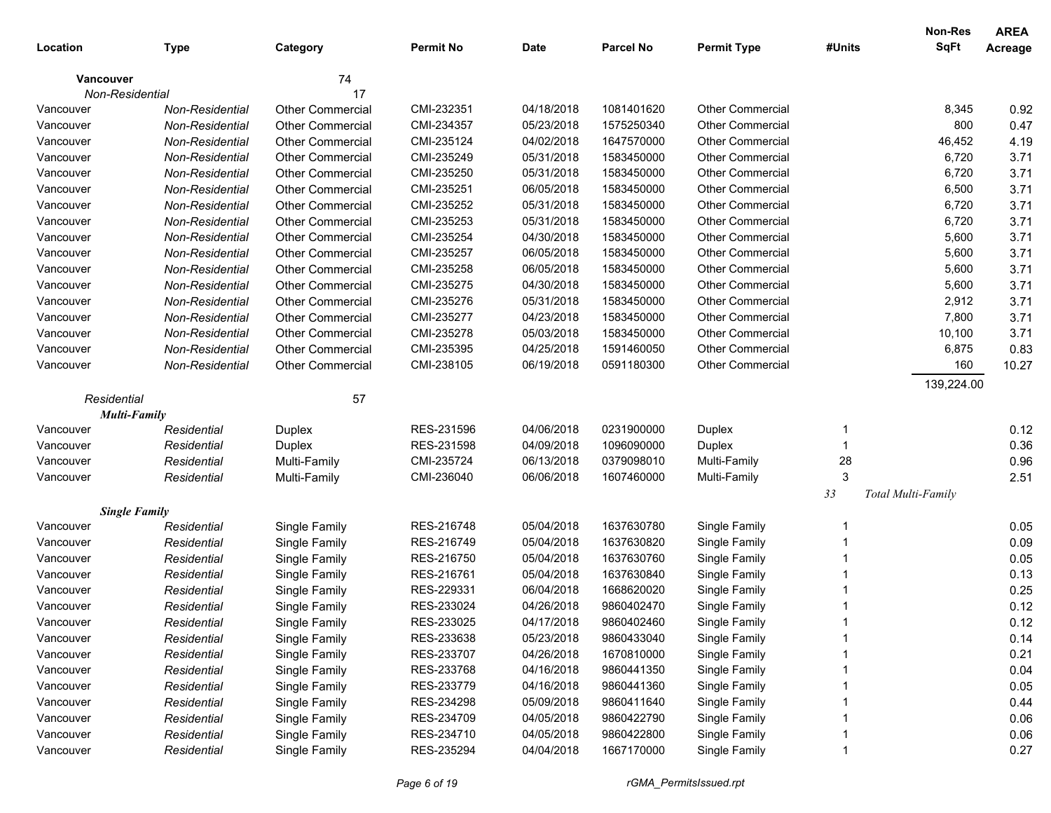| Location | Type | Category | Permit No | Date | Parcel No | Permit Type | #Units | Non-Res SqFt | AREA Acreage |
|---|---|---|---|---|---|---|---|---|---|
| **Vancouver** | | 74 | | | | | | | |
| *Non-Residential* | | 17 | | | | | | | |
| Vancouver | *Non-Residential* | Other Commercial | CMI-232351 | 04/18/2018 | 1081401620 | Other Commercial | | 8,345 | 0.92 |
| Vancouver | *Non-Residential* | Other Commercial | CMI-234357 | 05/23/2018 | 1575250340 | Other Commercial | | 800 | 0.47 |
| Vancouver | *Non-Residential* | Other Commercial | CMI-235124 | 04/02/2018 | 1647570000 | Other Commercial | | 46,452 | 4.19 |
| Vancouver | *Non-Residential* | Other Commercial | CMI-235249 | 05/31/2018 | 1583450000 | Other Commercial | | 6,720 | 3.71 |
| Vancouver | *Non-Residential* | Other Commercial | CMI-235250 | 05/31/2018 | 1583450000 | Other Commercial | | 6,720 | 3.71 |
| Vancouver | *Non-Residential* | Other Commercial | CMI-235251 | 06/05/2018 | 1583450000 | Other Commercial | | 6,500 | 3.71 |
| Vancouver | *Non-Residential* | Other Commercial | CMI-235252 | 05/31/2018 | 1583450000 | Other Commercial | | 6,720 | 3.71 |
| Vancouver | *Non-Residential* | Other Commercial | CMI-235253 | 05/31/2018 | 1583450000 | Other Commercial | | 6,720 | 3.71 |
| Vancouver | *Non-Residential* | Other Commercial | CMI-235254 | 04/30/2018 | 1583450000 | Other Commercial | | 5,600 | 3.71 |
| Vancouver | *Non-Residential* | Other Commercial | CMI-235257 | 06/05/2018 | 1583450000 | Other Commercial | | 5,600 | 3.71 |
| Vancouver | *Non-Residential* | Other Commercial | CMI-235258 | 06/05/2018 | 1583450000 | Other Commercial | | 5,600 | 3.71 |
| Vancouver | *Non-Residential* | Other Commercial | CMI-235275 | 04/30/2018 | 1583450000 | Other Commercial | | 5,600 | 3.71 |
| Vancouver | *Non-Residential* | Other Commercial | CMI-235276 | 05/31/2018 | 1583450000 | Other Commercial | | 2,912 | 3.71 |
| Vancouver | *Non-Residential* | Other Commercial | CMI-235277 | 04/23/2018 | 1583450000 | Other Commercial | | 7,800 | 3.71 |
| Vancouver | *Non-Residential* | Other Commercial | CMI-235278 | 05/03/2018 | 1583450000 | Other Commercial | | 10,100 | 3.71 |
| Vancouver | *Non-Residential* | Other Commercial | CMI-235395 | 04/25/2018 | 1591460050 | Other Commercial | | 6,875 | 0.83 |
| Vancouver | *Non-Residential* | Other Commercial | CMI-238105 | 06/19/2018 | 0591180300 | Other Commercial | | 160 | 10.27 |
| | | | | | | | | 139,224.00 | |
| *Residential* | | 57 | | | | | | | |
| ***Multi-Family*** | | | | | | | | | |
| Vancouver | *Residential* | Duplex | RES-231596 | 04/06/2018 | 0231900000 | Duplex | 1 | | 0.12 |
| Vancouver | *Residential* | Duplex | RES-231598 | 04/09/2018 | 1096090000 | Duplex | 1 | | 0.36 |
| Vancouver | *Residential* | Multi-Family | CMI-235724 | 06/13/2018 | 0379098010 | Multi-Family | 28 | | 0.96 |
| Vancouver | *Residential* | Multi-Family | CMI-236040 | 06/06/2018 | 1607460000 | Multi-Family | 3 | | 2.51 |
| | | | | | | | *33* | *Total Multi-Family* | |
| ***Single Family*** | | | | | | | | | |
| Vancouver | *Residential* | Single Family | RES-216748 | 05/04/2018 | 1637630780 | Single Family | 1 | | 0.05 |
| Vancouver | *Residential* | Single Family | RES-216749 | 05/04/2018 | 1637630820 | Single Family | 1 | | 0.09 |
| Vancouver | *Residential* | Single Family | RES-216750 | 05/04/2018 | 1637630760 | Single Family | 1 | | 0.05 |
| Vancouver | *Residential* | Single Family | RES-216761 | 05/04/2018 | 1637630840 | Single Family | 1 | | 0.13 |
| Vancouver | *Residential* | Single Family | RES-229331 | 06/04/2018 | 1668620020 | Single Family | 1 | | 0.25 |
| Vancouver | *Residential* | Single Family | RES-233024 | 04/26/2018 | 9860402470 | Single Family | 1 | | 0.12 |
| Vancouver | *Residential* | Single Family | RES-233025 | 04/17/2018 | 9860402460 | Single Family | 1 | | 0.12 |
| Vancouver | *Residential* | Single Family | RES-233638 | 05/23/2018 | 9860433040 | Single Family | 1 | | 0.14 |
| Vancouver | *Residential* | Single Family | RES-233707 | 04/26/2018 | 1670810000 | Single Family | 1 | | 0.21 |
| Vancouver | *Residential* | Single Family | RES-233768 | 04/16/2018 | 9860441350 | Single Family | 1 | | 0.04 |
| Vancouver | *Residential* | Single Family | RES-233779 | 04/16/2018 | 9860441360 | Single Family | 1 | | 0.05 |
| Vancouver | *Residential* | Single Family | RES-234298 | 05/09/2018 | 9860411640 | Single Family | 1 | | 0.44 |
| Vancouver | *Residential* | Single Family | RES-234709 | 04/05/2018 | 9860422790 | Single Family | 1 | | 0.06 |
| Vancouver | *Residential* | Single Family | RES-234710 | 04/05/2018 | 9860422800 | Single Family | 1 | | 0.06 |
| Vancouver | *Residential* | Single Family | RES-235294 | 04/04/2018 | 1667170000 | Single Family | 1 | | 0.27 |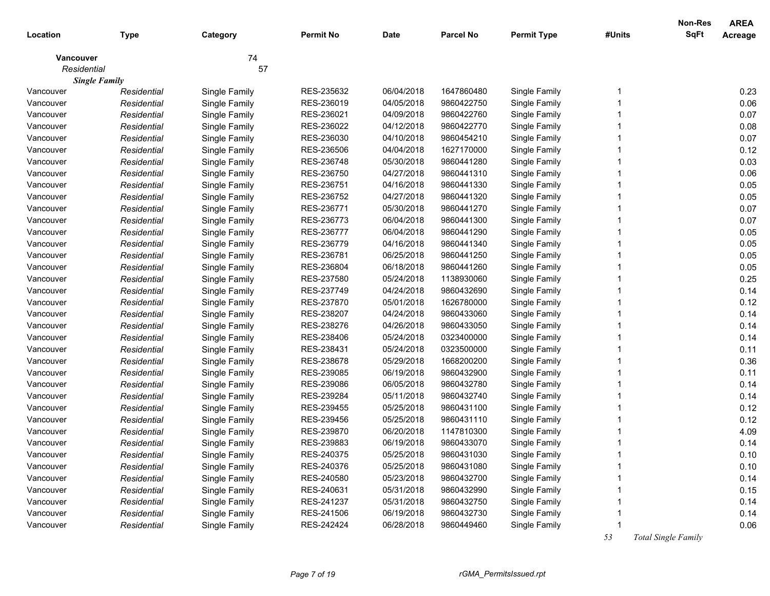| Location | Type | Category | Permit No | Date | Parcel No | Permit Type | #Units | Non-Res SqFt | AREA Acreage |
|---|---|---|---|---|---|---|---|---|---|
| **Vancouver** | | 74 | | | | | | | |
| *Residential* | | 57 | | | | | | | |
| ***Single Family*** | | | | | | | | | |
| Vancouver | *Residential* | Single Family | RES-235632 | 06/04/2018 | 1647860480 | Single Family | 1 | | 0.23 |
| Vancouver | *Residential* | Single Family | RES-236019 | 04/05/2018 | 9860422750 | Single Family | 1 | | 0.06 |
| Vancouver | *Residential* | Single Family | RES-236021 | 04/09/2018 | 9860422760 | Single Family | 1 | | 0.07 |
| Vancouver | *Residential* | Single Family | RES-236022 | 04/12/2018 | 9860422770 | Single Family | 1 | | 0.08 |
| Vancouver | *Residential* | Single Family | RES-236030 | 04/10/2018 | 9860454210 | Single Family | 1 | | 0.07 |
| Vancouver | *Residential* | Single Family | RES-236506 | 04/04/2018 | 1627170000 | Single Family | 1 | | 0.12 |
| Vancouver | *Residential* | Single Family | RES-236748 | 05/30/2018 | 9860441280 | Single Family | 1 | | 0.03 |
| Vancouver | *Residential* | Single Family | RES-236750 | 04/27/2018 | 9860441310 | Single Family | 1 | | 0.06 |
| Vancouver | *Residential* | Single Family | RES-236751 | 04/16/2018 | 9860441330 | Single Family | 1 | | 0.05 |
| Vancouver | *Residential* | Single Family | RES-236752 | 04/27/2018 | 9860441320 | Single Family | 1 | | 0.05 |
| Vancouver | *Residential* | Single Family | RES-236771 | 05/30/2018 | 9860441270 | Single Family | 1 | | 0.07 |
| Vancouver | *Residential* | Single Family | RES-236773 | 06/04/2018 | 9860441300 | Single Family | 1 | | 0.07 |
| Vancouver | *Residential* | Single Family | RES-236777 | 06/04/2018 | 9860441290 | Single Family | 1 | | 0.05 |
| Vancouver | *Residential* | Single Family | RES-236779 | 04/16/2018 | 9860441340 | Single Family | 1 | | 0.05 |
| Vancouver | *Residential* | Single Family | RES-236781 | 06/25/2018 | 9860441250 | Single Family | 1 | | 0.05 |
| Vancouver | *Residential* | Single Family | RES-236804 | 06/18/2018 | 9860441260 | Single Family | 1 | | 0.05 |
| Vancouver | *Residential* | Single Family | RES-237580 | 05/24/2018 | 1138930060 | Single Family | 1 | | 0.25 |
| Vancouver | *Residential* | Single Family | RES-237749 | 04/24/2018 | 9860432690 | Single Family | 1 | | 0.14 |
| Vancouver | *Residential* | Single Family | RES-237870 | 05/01/2018 | 1626780000 | Single Family | 1 | | 0.12 |
| Vancouver | *Residential* | Single Family | RES-238207 | 04/24/2018 | 9860433060 | Single Family | 1 | | 0.14 |
| Vancouver | *Residential* | Single Family | RES-238276 | 04/26/2018 | 9860433050 | Single Family | 1 | | 0.14 |
| Vancouver | *Residential* | Single Family | RES-238406 | 05/24/2018 | 0323400000 | Single Family | 1 | | 0.14 |
| Vancouver | *Residential* | Single Family | RES-238431 | 05/24/2018 | 0323500000 | Single Family | 1 | | 0.11 |
| Vancouver | *Residential* | Single Family | RES-238678 | 05/29/2018 | 1668200200 | Single Family | 1 | | 0.36 |
| Vancouver | *Residential* | Single Family | RES-239085 | 06/19/2018 | 9860432900 | Single Family | 1 | | 0.11 |
| Vancouver | *Residential* | Single Family | RES-239086 | 06/05/2018 | 9860432780 | Single Family | 1 | | 0.14 |
| Vancouver | *Residential* | Single Family | RES-239284 | 05/11/2018 | 9860432740 | Single Family | 1 | | 0.14 |
| Vancouver | *Residential* | Single Family | RES-239455 | 05/25/2018 | 9860431100 | Single Family | 1 | | 0.12 |
| Vancouver | *Residential* | Single Family | RES-239456 | 05/25/2018 | 9860431110 | Single Family | 1 | | 0.12 |
| Vancouver | *Residential* | Single Family | RES-239870 | 06/20/2018 | 1147810300 | Single Family | 1 | | 4.09 |
| Vancouver | *Residential* | Single Family | RES-239883 | 06/19/2018 | 9860433070 | Single Family | 1 | | 0.14 |
| Vancouver | *Residential* | Single Family | RES-240375 | 05/25/2018 | 9860431030 | Single Family | 1 | | 0.10 |
| Vancouver | *Residential* | Single Family | RES-240376 | 05/25/2018 | 9860431080 | Single Family | 1 | | 0.10 |
| Vancouver | *Residential* | Single Family | RES-240580 | 05/23/2018 | 9860432700 | Single Family | 1 | | 0.14 |
| Vancouver | *Residential* | Single Family | RES-240631 | 05/31/2018 | 9860432990 | Single Family | 1 | | 0.15 |
| Vancouver | *Residential* | Single Family | RES-241237 | 05/31/2018 | 9860432750 | Single Family | 1 | | 0.14 |
| Vancouver | *Residential* | Single Family | RES-241506 | 06/19/2018 | 9860432730 | Single Family | 1 | | 0.14 |
| Vancouver | *Residential* | Single Family | RES-242424 | 06/28/2018 | 9860449460 | Single Family | 1 | | 0.06 |
| | | | | | | | *53* | *Total Single Family* | |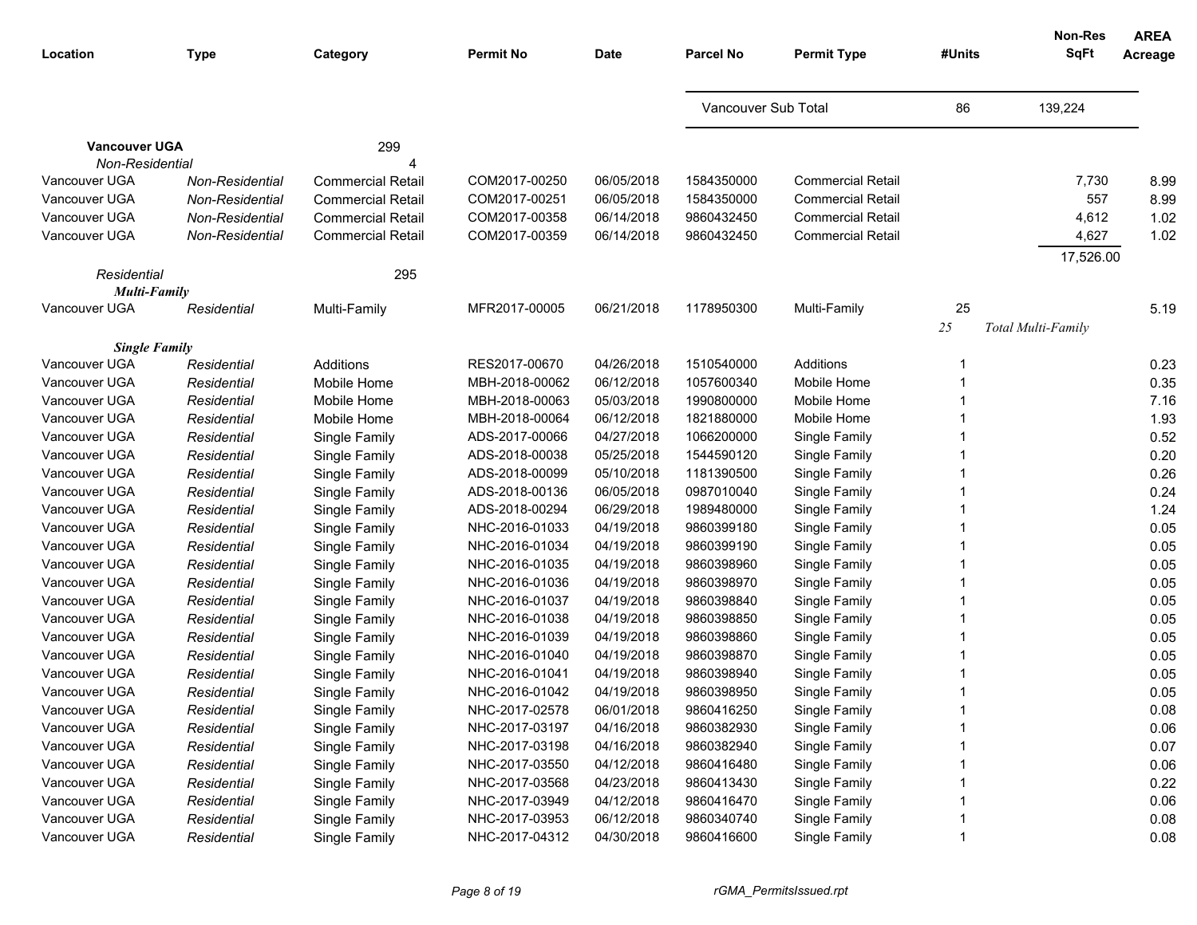| Location | Type | Category | Permit No | Date | Parcel No | Permit Type | #Units | Non-Res SqFt | AREA Acreage |
|---|---|---|---|---|---|---|---|---|---|
| | | | | | Vancouver Sub Total | | 86 | 139,224 | |
| **Vancouver UGA** | | 299 | | | | | | | |
| *Non-Residential* | | 4 | | | | | | | |
| Vancouver UGA | *Non-Residential* | Commercial Retail | COM2017-00250 | 06/05/2018 | 1584350000 | Commercial Retail | | 7,730 | 8.99 |
| Vancouver UGA | *Non-Residential* | Commercial Retail | COM2017-00251 | 06/05/2018 | 1584350000 | Commercial Retail | | 557 | 8.99 |
| Vancouver UGA | *Non-Residential* | Commercial Retail | COM2017-00358 | 06/14/2018 | 9860432450 | Commercial Retail | | 4,612 | 1.02 |
| Vancouver UGA | *Non-Residential* | Commercial Retail | COM2017-00359 | 06/14/2018 | 9860432450 | Commercial Retail | | 4,627 | 1.02 |
| | | | | | | | | 17,526.00 | |
| *Residential* | | 295 | | | | | | | |
| ***Multi-Family*** | | | | | | | | | |
| Vancouver UGA | *Residential* | Multi-Family | MFR2017-00005 | 06/21/2018 | 1178950300 | Multi-Family | 25 | | 5.19 |
| | | | | | | | *25* | *Total Multi-Family* | |
| ***Single Family*** | | | | | | | | | |
| Vancouver UGA | *Residential* | Additions | RES2017-00670 | 04/26/2018 | 1510540000 | Additions | 1 | | 0.23 |
| Vancouver UGA | *Residential* | Mobile Home | MBH-2018-00062 | 06/12/2018 | 1057600340 | Mobile Home | 1 | | 0.35 |
| Vancouver UGA | *Residential* | Mobile Home | MBH-2018-00063 | 05/03/2018 | 1990800000 | Mobile Home | 1 | | 7.16 |
| Vancouver UGA | *Residential* | Mobile Home | MBH-2018-00064 | 06/12/2018 | 1821880000 | Mobile Home | 1 | | 1.93 |
| Vancouver UGA | *Residential* | Single Family | ADS-2017-00066 | 04/27/2018 | 1066200000 | Single Family | 1 | | 0.52 |
| Vancouver UGA | *Residential* | Single Family | ADS-2018-00038 | 05/25/2018 | 1544590120 | Single Family | 1 | | 0.20 |
| Vancouver UGA | *Residential* | Single Family | ADS-2018-00099 | 05/10/2018 | 1181390500 | Single Family | 1 | | 0.26 |
| Vancouver UGA | *Residential* | Single Family | ADS-2018-00136 | 06/05/2018 | 0987010040 | Single Family | 1 | | 0.24 |
| Vancouver UGA | *Residential* | Single Family | ADS-2018-00294 | 06/29/2018 | 1989480000 | Single Family | 1 | | 1.24 |
| Vancouver UGA | *Residential* | Single Family | NHC-2016-01033 | 04/19/2018 | 9860399180 | Single Family | 1 | | 0.05 |
| Vancouver UGA | *Residential* | Single Family | NHC-2016-01034 | 04/19/2018 | 9860399190 | Single Family | 1 | | 0.05 |
| Vancouver UGA | *Residential* | Single Family | NHC-2016-01035 | 04/19/2018 | 9860398960 | Single Family | 1 | | 0.05 |
| Vancouver UGA | *Residential* | Single Family | NHC-2016-01036 | 04/19/2018 | 9860398970 | Single Family | 1 | | 0.05 |
| Vancouver UGA | *Residential* | Single Family | NHC-2016-01037 | 04/19/2018 | 9860398840 | Single Family | 1 | | 0.05 |
| Vancouver UGA | *Residential* | Single Family | NHC-2016-01038 | 04/19/2018 | 9860398850 | Single Family | 1 | | 0.05 |
| Vancouver UGA | *Residential* | Single Family | NHC-2016-01039 | 04/19/2018 | 9860398860 | Single Family | 1 | | 0.05 |
| Vancouver UGA | *Residential* | Single Family | NHC-2016-01040 | 04/19/2018 | 9860398870 | Single Family | 1 | | 0.05 |
| Vancouver UGA | *Residential* | Single Family | NHC-2016-01041 | 04/19/2018 | 9860398940 | Single Family | 1 | | 0.05 |
| Vancouver UGA | *Residential* | Single Family | NHC-2016-01042 | 04/19/2018 | 9860398950 | Single Family | 1 | | 0.05 |
| Vancouver UGA | *Residential* | Single Family | NHC-2017-02578 | 06/01/2018 | 9860416250 | Single Family | 1 | | 0.08 |
| Vancouver UGA | *Residential* | Single Family | NHC-2017-03197 | 04/16/2018 | 9860382930 | Single Family | 1 | | 0.06 |
| Vancouver UGA | *Residential* | Single Family | NHC-2017-03198 | 04/16/2018 | 9860382940 | Single Family | 1 | | 0.07 |
| Vancouver UGA | *Residential* | Single Family | NHC-2017-03550 | 04/12/2018 | 9860416480 | Single Family | 1 | | 0.06 |
| Vancouver UGA | *Residential* | Single Family | NHC-2017-03568 | 04/23/2018 | 9860413430 | Single Family | 1 | | 0.22 |
| Vancouver UGA | *Residential* | Single Family | NHC-2017-03949 | 04/12/2018 | 9860416470 | Single Family | 1 | | 0.06 |
| Vancouver UGA | *Residential* | Single Family | NHC-2017-03953 | 06/12/2018 | 9860340740 | Single Family | 1 | | 0.08 |
| Vancouver UGA | *Residential* | Single Family | NHC-2017-04312 | 04/30/2018 | 9860416600 | Single Family | 1 | | 0.08 |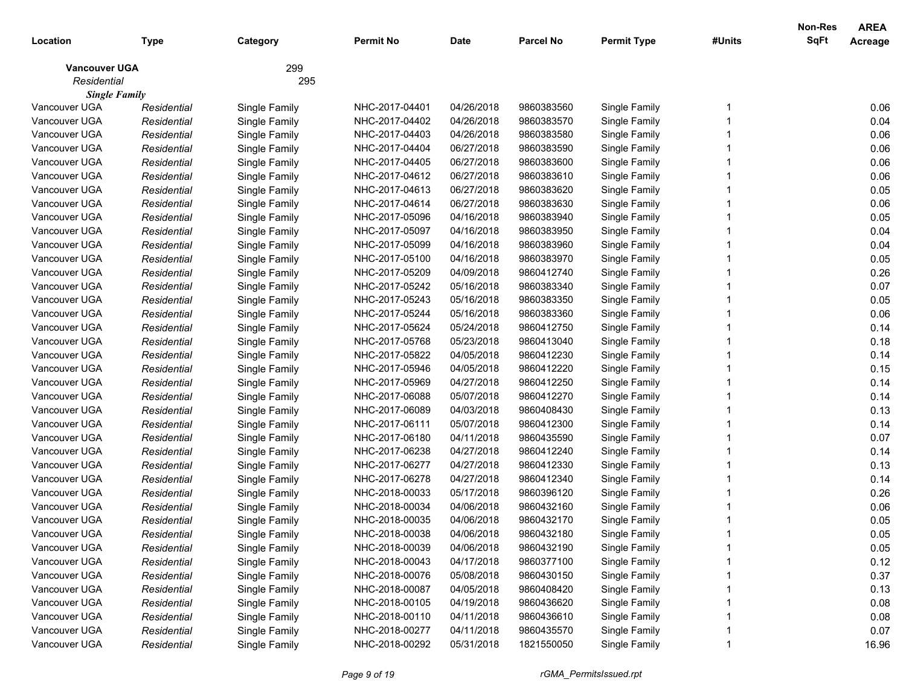| Location | Type | Category | Permit No | Date | Parcel No | Permit Type | #Units | Non-Res SqFt | AREA Acreage |
|---|---|---|---|---|---|---|---|---|---|
| **Vancouver UGA** | | 299 | | | | | | | |
| *Residential* | | 295 | | | | | | | |
| ***Single Family*** | | | | | | | | | |
| Vancouver UGA | *Residential* | Single Family | NHC-2017-04401 | 04/26/2018 | 9860383560 | Single Family | 1 | | 0.06 |
| Vancouver UGA | *Residential* | Single Family | NHC-2017-04402 | 04/26/2018 | 9860383570 | Single Family | 1 | | 0.04 |
| Vancouver UGA | *Residential* | Single Family | NHC-2017-04403 | 04/26/2018 | 9860383580 | Single Family | 1 | | 0.06 |
| Vancouver UGA | *Residential* | Single Family | NHC-2017-04404 | 06/27/2018 | 9860383590 | Single Family | 1 | | 0.06 |
| Vancouver UGA | *Residential* | Single Family | NHC-2017-04405 | 06/27/2018 | 9860383600 | Single Family | 1 | | 0.06 |
| Vancouver UGA | *Residential* | Single Family | NHC-2017-04612 | 06/27/2018 | 9860383610 | Single Family | 1 | | 0.06 |
| Vancouver UGA | *Residential* | Single Family | NHC-2017-04613 | 06/27/2018 | 9860383620 | Single Family | 1 | | 0.05 |
| Vancouver UGA | *Residential* | Single Family | NHC-2017-04614 | 06/27/2018 | 9860383630 | Single Family | 1 | | 0.06 |
| Vancouver UGA | *Residential* | Single Family | NHC-2017-05096 | 04/16/2018 | 9860383940 | Single Family | 1 | | 0.05 |
| Vancouver UGA | *Residential* | Single Family | NHC-2017-05097 | 04/16/2018 | 9860383950 | Single Family | 1 | | 0.04 |
| Vancouver UGA | *Residential* | Single Family | NHC-2017-05099 | 04/16/2018 | 9860383960 | Single Family | 1 | | 0.04 |
| Vancouver UGA | *Residential* | Single Family | NHC-2017-05100 | 04/16/2018 | 9860383970 | Single Family | 1 | | 0.05 |
| Vancouver UGA | *Residential* | Single Family | NHC-2017-05209 | 04/09/2018 | 9860412740 | Single Family | 1 | | 0.26 |
| Vancouver UGA | *Residential* | Single Family | NHC-2017-05242 | 05/16/2018 | 9860383340 | Single Family | 1 | | 0.07 |
| Vancouver UGA | *Residential* | Single Family | NHC-2017-05243 | 05/16/2018 | 9860383350 | Single Family | 1 | | 0.05 |
| Vancouver UGA | *Residential* | Single Family | NHC-2017-05244 | 05/16/2018 | 9860383360 | Single Family | 1 | | 0.06 |
| Vancouver UGA | *Residential* | Single Family | NHC-2017-05624 | 05/24/2018 | 9860412750 | Single Family | 1 | | 0.14 |
| Vancouver UGA | *Residential* | Single Family | NHC-2017-05768 | 05/23/2018 | 9860413040 | Single Family | 1 | | 0.18 |
| Vancouver UGA | *Residential* | Single Family | NHC-2017-05822 | 04/05/2018 | 9860412230 | Single Family | 1 | | 0.14 |
| Vancouver UGA | *Residential* | Single Family | NHC-2017-05946 | 04/05/2018 | 9860412220 | Single Family | 1 | | 0.15 |
| Vancouver UGA | *Residential* | Single Family | NHC-2017-05969 | 04/27/2018 | 9860412250 | Single Family | 1 | | 0.14 |
| Vancouver UGA | *Residential* | Single Family | NHC-2017-06088 | 05/07/2018 | 9860412270 | Single Family | 1 | | 0.14 |
| Vancouver UGA | *Residential* | Single Family | NHC-2017-06089 | 04/03/2018 | 9860408430 | Single Family | 1 | | 0.13 |
| Vancouver UGA | *Residential* | Single Family | NHC-2017-06111 | 05/07/2018 | 9860412300 | Single Family | 1 | | 0.14 |
| Vancouver UGA | *Residential* | Single Family | NHC-2017-06180 | 04/11/2018 | 9860435590 | Single Family | 1 | | 0.07 |
| Vancouver UGA | *Residential* | Single Family | NHC-2017-06238 | 04/27/2018 | 9860412240 | Single Family | 1 | | 0.14 |
| Vancouver UGA | *Residential* | Single Family | NHC-2017-06277 | 04/27/2018 | 9860412330 | Single Family | 1 | | 0.13 |
| Vancouver UGA | *Residential* | Single Family | NHC-2017-06278 | 04/27/2018 | 9860412340 | Single Family | 1 | | 0.14 |
| Vancouver UGA | *Residential* | Single Family | NHC-2018-00033 | 05/17/2018 | 9860396120 | Single Family | 1 | | 0.26 |
| Vancouver UGA | *Residential* | Single Family | NHC-2018-00034 | 04/06/2018 | 9860432160 | Single Family | 1 | | 0.06 |
| Vancouver UGA | *Residential* | Single Family | NHC-2018-00035 | 04/06/2018 | 9860432170 | Single Family | 1 | | 0.05 |
| Vancouver UGA | *Residential* | Single Family | NHC-2018-00038 | 04/06/2018 | 9860432180 | Single Family | 1 | | 0.05 |
| Vancouver UGA | *Residential* | Single Family | NHC-2018-00039 | 04/06/2018 | 9860432190 | Single Family | 1 | | 0.05 |
| Vancouver UGA | *Residential* | Single Family | NHC-2018-00043 | 04/17/2018 | 9860377100 | Single Family | 1 | | 0.12 |
| Vancouver UGA | *Residential* | Single Family | NHC-2018-00076 | 05/08/2018 | 9860430150 | Single Family | 1 | | 0.37 |
| Vancouver UGA | *Residential* | Single Family | NHC-2018-00087 | 04/05/2018 | 9860408420 | Single Family | 1 | | 0.13 |
| Vancouver UGA | *Residential* | Single Family | NHC-2018-00105 | 04/19/2018 | 9860436620 | Single Family | 1 | | 0.08 |
| Vancouver UGA | *Residential* | Single Family | NHC-2018-00110 | 04/11/2018 | 9860436610 | Single Family | 1 | | 0.08 |
| Vancouver UGA | *Residential* | Single Family | NHC-2018-00277 | 04/11/2018 | 9860435570 | Single Family | 1 | | 0.07 |
| Vancouver UGA | *Residential* | Single Family | NHC-2018-00292 | 05/31/2018 | 1821550050 | Single Family | 1 | | 16.96 |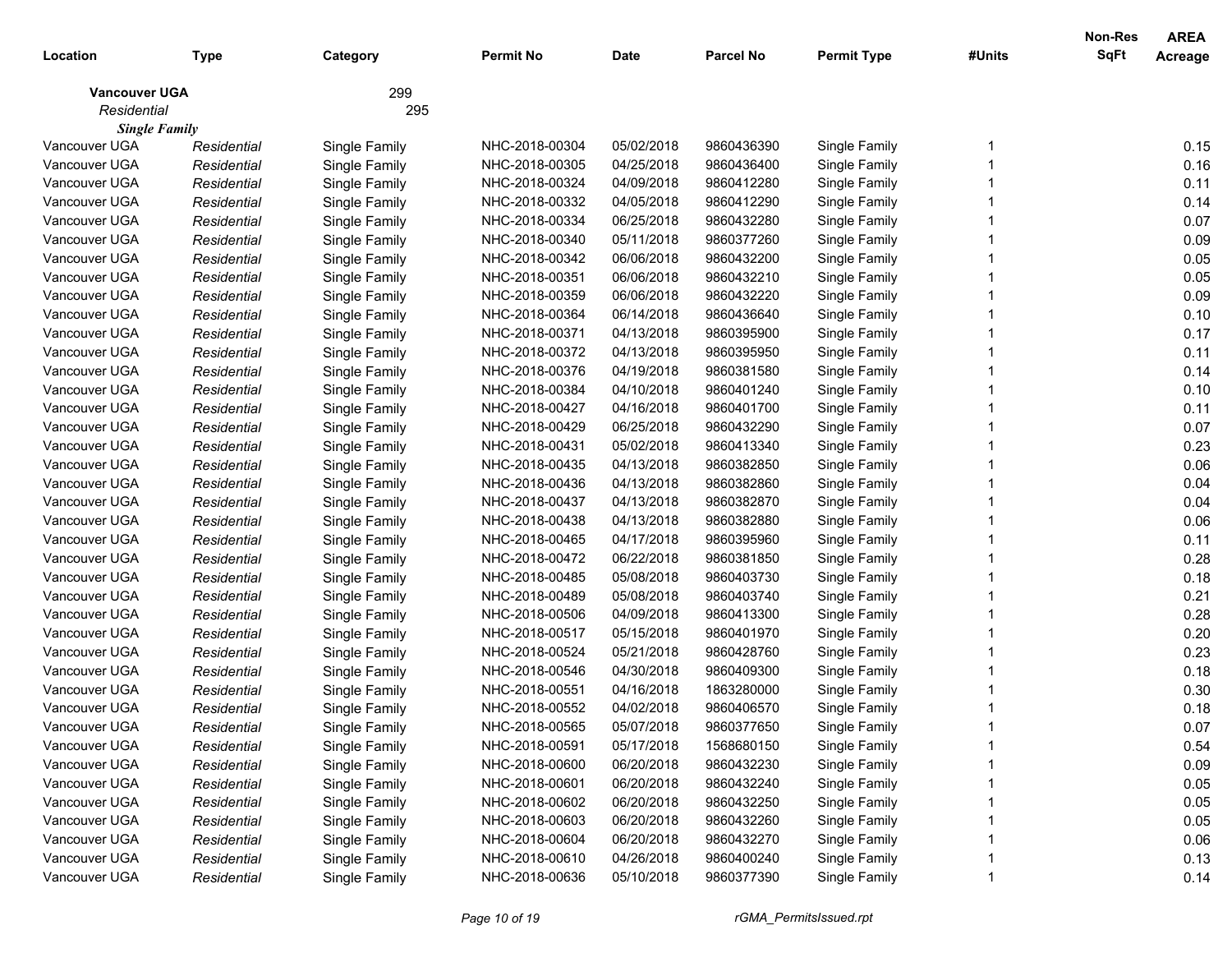| Location | Type | Category | Permit No | Date | Parcel No | Permit Type | #Units | Non-Res SqFt | AREA Acreage |
|---|---|---|---|---|---|---|---|---|---|
| **Vancouver UGA** | | 299 | | | | | | | |
| *Residential* | | 295 | | | | | | | |
| ***Single Family*** | | | | | | | | | |
| Vancouver UGA | *Residential* | Single Family | NHC-2018-00304 | 05/02/2018 | 9860436390 | Single Family | 1 | | 0.15 |
| Vancouver UGA | *Residential* | Single Family | NHC-2018-00305 | 04/25/2018 | 9860436400 | Single Family | 1 | | 0.16 |
| Vancouver UGA | *Residential* | Single Family | NHC-2018-00324 | 04/09/2018 | 9860412280 | Single Family | 1 | | 0.11 |
| Vancouver UGA | *Residential* | Single Family | NHC-2018-00332 | 04/05/2018 | 9860412290 | Single Family | 1 | | 0.14 |
| Vancouver UGA | *Residential* | Single Family | NHC-2018-00334 | 06/25/2018 | 9860432280 | Single Family | 1 | | 0.07 |
| Vancouver UGA | *Residential* | Single Family | NHC-2018-00340 | 05/11/2018 | 9860377260 | Single Family | 1 | | 0.09 |
| Vancouver UGA | *Residential* | Single Family | NHC-2018-00342 | 06/06/2018 | 9860432200 | Single Family | 1 | | 0.05 |
| Vancouver UGA | *Residential* | Single Family | NHC-2018-00351 | 06/06/2018 | 9860432210 | Single Family | 1 | | 0.05 |
| Vancouver UGA | *Residential* | Single Family | NHC-2018-00359 | 06/06/2018 | 9860432220 | Single Family | 1 | | 0.09 |
| Vancouver UGA | *Residential* | Single Family | NHC-2018-00364 | 06/14/2018 | 9860436640 | Single Family | 1 | | 0.10 |
| Vancouver UGA | *Residential* | Single Family | NHC-2018-00371 | 04/13/2018 | 9860395900 | Single Family | 1 | | 0.17 |
| Vancouver UGA | *Residential* | Single Family | NHC-2018-00372 | 04/13/2018 | 9860395950 | Single Family | 1 | | 0.11 |
| Vancouver UGA | *Residential* | Single Family | NHC-2018-00376 | 04/19/2018 | 9860381580 | Single Family | 1 | | 0.14 |
| Vancouver UGA | *Residential* | Single Family | NHC-2018-00384 | 04/10/2018 | 9860401240 | Single Family | 1 | | 0.10 |
| Vancouver UGA | *Residential* | Single Family | NHC-2018-00427 | 04/16/2018 | 9860401700 | Single Family | 1 | | 0.11 |
| Vancouver UGA | *Residential* | Single Family | NHC-2018-00429 | 06/25/2018 | 9860432290 | Single Family | 1 | | 0.07 |
| Vancouver UGA | *Residential* | Single Family | NHC-2018-00431 | 05/02/2018 | 9860413340 | Single Family | 1 | | 0.23 |
| Vancouver UGA | *Residential* | Single Family | NHC-2018-00435 | 04/13/2018 | 9860382850 | Single Family | 1 | | 0.06 |
| Vancouver UGA | *Residential* | Single Family | NHC-2018-00436 | 04/13/2018 | 9860382860 | Single Family | 1 | | 0.04 |
| Vancouver UGA | *Residential* | Single Family | NHC-2018-00437 | 04/13/2018 | 9860382870 | Single Family | 1 | | 0.04 |
| Vancouver UGA | *Residential* | Single Family | NHC-2018-00438 | 04/13/2018 | 9860382880 | Single Family | 1 | | 0.06 |
| Vancouver UGA | *Residential* | Single Family | NHC-2018-00465 | 04/17/2018 | 9860395960 | Single Family | 1 | | 0.11 |
| Vancouver UGA | *Residential* | Single Family | NHC-2018-00472 | 06/22/2018 | 9860381850 | Single Family | 1 | | 0.28 |
| Vancouver UGA | *Residential* | Single Family | NHC-2018-00485 | 05/08/2018 | 9860403730 | Single Family | 1 | | 0.18 |
| Vancouver UGA | *Residential* | Single Family | NHC-2018-00489 | 05/08/2018 | 9860403740 | Single Family | 1 | | 0.21 |
| Vancouver UGA | *Residential* | Single Family | NHC-2018-00506 | 04/09/2018 | 9860413300 | Single Family | 1 | | 0.28 |
| Vancouver UGA | *Residential* | Single Family | NHC-2018-00517 | 05/15/2018 | 9860401970 | Single Family | 1 | | 0.20 |
| Vancouver UGA | *Residential* | Single Family | NHC-2018-00524 | 05/21/2018 | 9860428760 | Single Family | 1 | | 0.23 |
| Vancouver UGA | *Residential* | Single Family | NHC-2018-00546 | 04/30/2018 | 9860409300 | Single Family | 1 | | 0.18 |
| Vancouver UGA | *Residential* | Single Family | NHC-2018-00551 | 04/16/2018 | 1863280000 | Single Family | 1 | | 0.30 |
| Vancouver UGA | *Residential* | Single Family | NHC-2018-00552 | 04/02/2018 | 9860406570 | Single Family | 1 | | 0.18 |
| Vancouver UGA | *Residential* | Single Family | NHC-2018-00565 | 05/07/2018 | 9860377650 | Single Family | 1 | | 0.07 |
| Vancouver UGA | *Residential* | Single Family | NHC-2018-00591 | 05/17/2018 | 1568680150 | Single Family | 1 | | 0.54 |
| Vancouver UGA | *Residential* | Single Family | NHC-2018-00600 | 06/20/2018 | 9860432230 | Single Family | 1 | | 0.09 |
| Vancouver UGA | *Residential* | Single Family | NHC-2018-00601 | 06/20/2018 | 9860432240 | Single Family | 1 | | 0.05 |
| Vancouver UGA | *Residential* | Single Family | NHC-2018-00602 | 06/20/2018 | 9860432250 | Single Family | 1 | | 0.05 |
| Vancouver UGA | *Residential* | Single Family | NHC-2018-00603 | 06/20/2018 | 9860432260 | Single Family | 1 | | 0.05 |
| Vancouver UGA | *Residential* | Single Family | NHC-2018-00604 | 06/20/2018 | 9860432270 | Single Family | 1 | | 0.06 |
| Vancouver UGA | *Residential* | Single Family | NHC-2018-00610 | 04/26/2018 | 9860400240 | Single Family | 1 | | 0.13 |
| Vancouver UGA | *Residential* | Single Family | NHC-2018-00636 | 05/10/2018 | 9860377390 | Single Family | 1 | | 0.14 |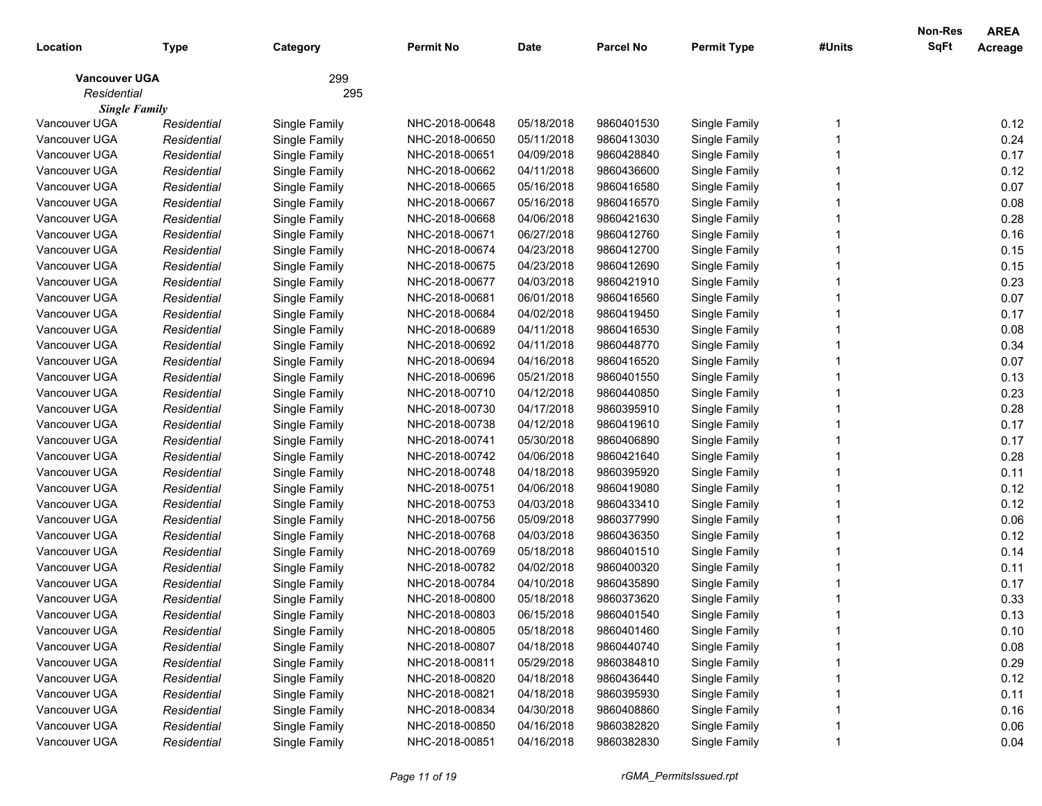| Location | Type | Category | Permit No | Date | Parcel No | Permit Type | #Units | Non-Res SqFt | AREA Acreage |
|---|---|---|---|---|---|---|---|---|---|
| **Vancouver UGA** | | 299 | | | | | | | |
| *Residential* | | 295 | | | | | | | |
| ***Single Family*** | | | | | | | | | |
| Vancouver UGA | *Residential* | Single Family | NHC-2018-00648 | 05/18/2018 | 9860401530 | Single Family | 1 | | 0.12 |
| Vancouver UGA | *Residential* | Single Family | NHC-2018-00650 | 05/11/2018 | 9860413030 | Single Family | 1 | | 0.24 |
| Vancouver UGA | *Residential* | Single Family | NHC-2018-00651 | 04/09/2018 | 9860428840 | Single Family | 1 | | 0.17 |
| Vancouver UGA | *Residential* | Single Family | NHC-2018-00662 | 04/11/2018 | 9860436600 | Single Family | 1 | | 0.12 |
| Vancouver UGA | *Residential* | Single Family | NHC-2018-00665 | 05/16/2018 | 9860416580 | Single Family | 1 | | 0.07 |
| Vancouver UGA | *Residential* | Single Family | NHC-2018-00667 | 05/16/2018 | 9860416570 | Single Family | 1 | | 0.08 |
| Vancouver UGA | *Residential* | Single Family | NHC-2018-00668 | 04/06/2018 | 9860421630 | Single Family | 1 | | 0.28 |
| Vancouver UGA | *Residential* | Single Family | NHC-2018-00671 | 06/27/2018 | 9860412760 | Single Family | 1 | | 0.16 |
| Vancouver UGA | *Residential* | Single Family | NHC-2018-00674 | 04/23/2018 | 9860412700 | Single Family | 1 | | 0.15 |
| Vancouver UGA | *Residential* | Single Family | NHC-2018-00675 | 04/23/2018 | 9860412690 | Single Family | 1 | | 0.15 |
| Vancouver UGA | *Residential* | Single Family | NHC-2018-00677 | 04/03/2018 | 9860421910 | Single Family | 1 | | 0.23 |
| Vancouver UGA | *Residential* | Single Family | NHC-2018-00681 | 06/01/2018 | 9860416560 | Single Family | 1 | | 0.07 |
| Vancouver UGA | *Residential* | Single Family | NHC-2018-00684 | 04/02/2018 | 9860419450 | Single Family | 1 | | 0.17 |
| Vancouver UGA | *Residential* | Single Family | NHC-2018-00689 | 04/11/2018 | 9860416530 | Single Family | 1 | | 0.08 |
| Vancouver UGA | *Residential* | Single Family | NHC-2018-00692 | 04/11/2018 | 9860448770 | Single Family | 1 | | 0.34 |
| Vancouver UGA | *Residential* | Single Family | NHC-2018-00694 | 04/16/2018 | 9860416520 | Single Family | 1 | | 0.07 |
| Vancouver UGA | *Residential* | Single Family | NHC-2018-00696 | 05/21/2018 | 9860401550 | Single Family | 1 | | 0.13 |
| Vancouver UGA | *Residential* | Single Family | NHC-2018-00710 | 04/12/2018 | 9860440850 | Single Family | 1 | | 0.23 |
| Vancouver UGA | *Residential* | Single Family | NHC-2018-00730 | 04/17/2018 | 9860395910 | Single Family | 1 | | 0.28 |
| Vancouver UGA | *Residential* | Single Family | NHC-2018-00738 | 04/12/2018 | 9860419610 | Single Family | 1 | | 0.17 |
| Vancouver UGA | *Residential* | Single Family | NHC-2018-00741 | 05/30/2018 | 9860406890 | Single Family | 1 | | 0.17 |
| Vancouver UGA | *Residential* | Single Family | NHC-2018-00742 | 04/06/2018 | 9860421640 | Single Family | 1 | | 0.28 |
| Vancouver UGA | *Residential* | Single Family | NHC-2018-00748 | 04/18/2018 | 9860395920 | Single Family | 1 | | 0.11 |
| Vancouver UGA | *Residential* | Single Family | NHC-2018-00751 | 04/06/2018 | 9860419080 | Single Family | 1 | | 0.12 |
| Vancouver UGA | *Residential* | Single Family | NHC-2018-00753 | 04/03/2018 | 9860433410 | Single Family | 1 | | 0.12 |
| Vancouver UGA | *Residential* | Single Family | NHC-2018-00756 | 05/09/2018 | 9860377990 | Single Family | 1 | | 0.06 |
| Vancouver UGA | *Residential* | Single Family | NHC-2018-00768 | 04/03/2018 | 9860436350 | Single Family | 1 | | 0.12 |
| Vancouver UGA | *Residential* | Single Family | NHC-2018-00769 | 05/18/2018 | 9860401510 | Single Family | 1 | | 0.14 |
| Vancouver UGA | *Residential* | Single Family | NHC-2018-00782 | 04/02/2018 | 9860400320 | Single Family | 1 | | 0.11 |
| Vancouver UGA | *Residential* | Single Family | NHC-2018-00784 | 04/10/2018 | 9860435890 | Single Family | 1 | | 0.17 |
| Vancouver UGA | *Residential* | Single Family | NHC-2018-00800 | 05/18/2018 | 9860373620 | Single Family | 1 | | 0.33 |
| Vancouver UGA | *Residential* | Single Family | NHC-2018-00803 | 06/15/2018 | 9860401540 | Single Family | 1 | | 0.13 |
| Vancouver UGA | *Residential* | Single Family | NHC-2018-00805 | 05/18/2018 | 9860401460 | Single Family | 1 | | 0.10 |
| Vancouver UGA | *Residential* | Single Family | NHC-2018-00807 | 04/18/2018 | 9860440740 | Single Family | 1 | | 0.08 |
| Vancouver UGA | *Residential* | Single Family | NHC-2018-00811 | 05/29/2018 | 9860384810 | Single Family | 1 | | 0.29 |
| Vancouver UGA | *Residential* | Single Family | NHC-2018-00820 | 04/18/2018 | 9860436440 | Single Family | 1 | | 0.12 |
| Vancouver UGA | *Residential* | Single Family | NHC-2018-00821 | 04/18/2018 | 9860395930 | Single Family | 1 | | 0.11 |
| Vancouver UGA | *Residential* | Single Family | NHC-2018-00834 | 04/30/2018 | 9860408860 | Single Family | 1 | | 0.16 |
| Vancouver UGA | *Residential* | Single Family | NHC-2018-00850 | 04/16/2018 | 9860382820 | Single Family | 1 | | 0.06 |
| Vancouver UGA | *Residential* | Single Family | NHC-2018-00851 | 04/16/2018 | 9860382830 | Single Family | 1 | | 0.04 |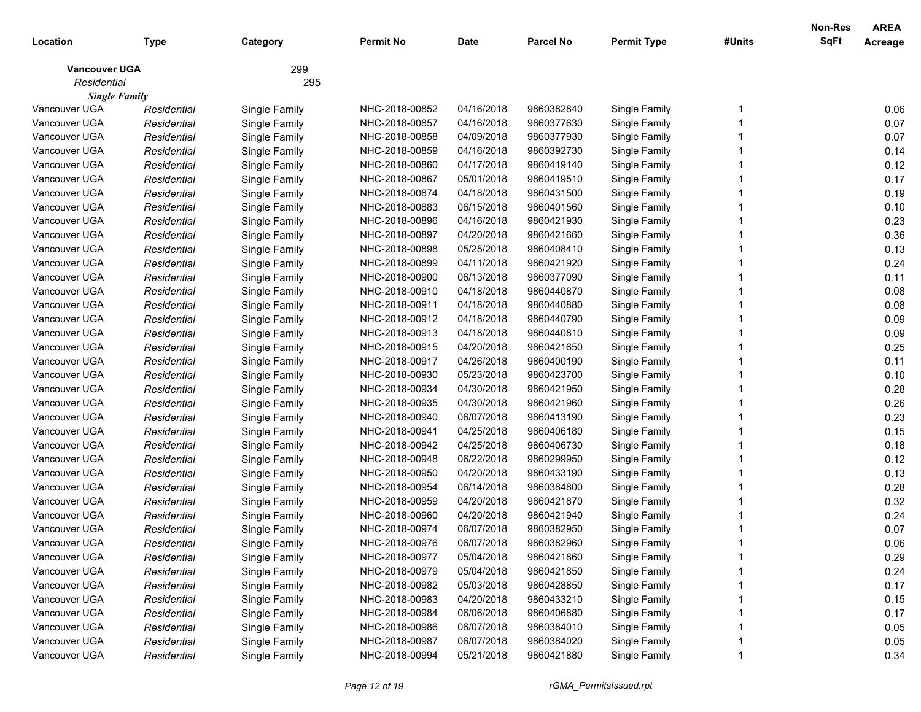| Location | Type | Category | Permit No | Date | Parcel No | Permit Type | #Units | Non-Res SqFt | AREA Acreage |
|---|---|---|---|---|---|---|---|---|---|
| **Vancouver UGA** | | 299 | | | | | | | |
| *Residential* | | 295 | | | | | | | |
| ***Single Family*** | | | | | | | | | |
| Vancouver UGA | *Residential* | Single Family | NHC-2018-00852 | 04/16/2018 | 9860382840 | Single Family | 1 | | 0.06 |
| Vancouver UGA | *Residential* | Single Family | NHC-2018-00857 | 04/16/2018 | 9860377630 | Single Family | 1 | | 0.07 |
| Vancouver UGA | *Residential* | Single Family | NHC-2018-00858 | 04/09/2018 | 9860377930 | Single Family | 1 | | 0.07 |
| Vancouver UGA | *Residential* | Single Family | NHC-2018-00859 | 04/16/2018 | 9860392730 | Single Family | 1 | | 0.14 |
| Vancouver UGA | *Residential* | Single Family | NHC-2018-00860 | 04/17/2018 | 9860419140 | Single Family | 1 | | 0.12 |
| Vancouver UGA | *Residential* | Single Family | NHC-2018-00867 | 05/01/2018 | 9860419510 | Single Family | 1 | | 0.17 |
| Vancouver UGA | *Residential* | Single Family | NHC-2018-00874 | 04/18/2018 | 9860431500 | Single Family | 1 | | 0.19 |
| Vancouver UGA | *Residential* | Single Family | NHC-2018-00883 | 06/15/2018 | 9860401560 | Single Family | 1 | | 0.10 |
| Vancouver UGA | *Residential* | Single Family | NHC-2018-00896 | 04/16/2018 | 9860421930 | Single Family | 1 | | 0.23 |
| Vancouver UGA | *Residential* | Single Family | NHC-2018-00897 | 04/20/2018 | 9860421660 | Single Family | 1 | | 0.36 |
| Vancouver UGA | *Residential* | Single Family | NHC-2018-00898 | 05/25/2018 | 9860408410 | Single Family | 1 | | 0.13 |
| Vancouver UGA | *Residential* | Single Family | NHC-2018-00899 | 04/11/2018 | 9860421920 | Single Family | 1 | | 0.24 |
| Vancouver UGA | *Residential* | Single Family | NHC-2018-00900 | 06/13/2018 | 9860377090 | Single Family | 1 | | 0.11 |
| Vancouver UGA | *Residential* | Single Family | NHC-2018-00910 | 04/18/2018 | 9860440870 | Single Family | 1 | | 0.08 |
| Vancouver UGA | *Residential* | Single Family | NHC-2018-00911 | 04/18/2018 | 9860440880 | Single Family | 1 | | 0.08 |
| Vancouver UGA | *Residential* | Single Family | NHC-2018-00912 | 04/18/2018 | 9860440790 | Single Family | 1 | | 0.09 |
| Vancouver UGA | *Residential* | Single Family | NHC-2018-00913 | 04/18/2018 | 9860440810 | Single Family | 1 | | 0.09 |
| Vancouver UGA | *Residential* | Single Family | NHC-2018-00915 | 04/20/2018 | 9860421650 | Single Family | 1 | | 0.25 |
| Vancouver UGA | *Residential* | Single Family | NHC-2018-00917 | 04/26/2018 | 9860400190 | Single Family | 1 | | 0.11 |
| Vancouver UGA | *Residential* | Single Family | NHC-2018-00930 | 05/23/2018 | 9860423700 | Single Family | 1 | | 0.10 |
| Vancouver UGA | *Residential* | Single Family | NHC-2018-00934 | 04/30/2018 | 9860421950 | Single Family | 1 | | 0.28 |
| Vancouver UGA | *Residential* | Single Family | NHC-2018-00935 | 04/30/2018 | 9860421960 | Single Family | 1 | | 0.26 |
| Vancouver UGA | *Residential* | Single Family | NHC-2018-00940 | 06/07/2018 | 9860413190 | Single Family | 1 | | 0.23 |
| Vancouver UGA | *Residential* | Single Family | NHC-2018-00941 | 04/25/2018 | 9860406180 | Single Family | 1 | | 0.15 |
| Vancouver UGA | *Residential* | Single Family | NHC-2018-00942 | 04/25/2018 | 9860406730 | Single Family | 1 | | 0.18 |
| Vancouver UGA | *Residential* | Single Family | NHC-2018-00948 | 06/22/2018 | 9860299950 | Single Family | 1 | | 0.12 |
| Vancouver UGA | *Residential* | Single Family | NHC-2018-00950 | 04/20/2018 | 9860433190 | Single Family | 1 | | 0.13 |
| Vancouver UGA | *Residential* | Single Family | NHC-2018-00954 | 06/14/2018 | 9860384800 | Single Family | 1 | | 0.28 |
| Vancouver UGA | *Residential* | Single Family | NHC-2018-00959 | 04/20/2018 | 9860421870 | Single Family | 1 | | 0.32 |
| Vancouver UGA | *Residential* | Single Family | NHC-2018-00960 | 04/20/2018 | 9860421940 | Single Family | 1 | | 0.24 |
| Vancouver UGA | *Residential* | Single Family | NHC-2018-00974 | 06/07/2018 | 9860382950 | Single Family | 1 | | 0.07 |
| Vancouver UGA | *Residential* | Single Family | NHC-2018-00976 | 06/07/2018 | 9860382960 | Single Family | 1 | | 0.06 |
| Vancouver UGA | *Residential* | Single Family | NHC-2018-00977 | 05/04/2018 | 9860421860 | Single Family | 1 | | 0.29 |
| Vancouver UGA | *Residential* | Single Family | NHC-2018-00979 | 05/04/2018 | 9860421850 | Single Family | 1 | | 0.24 |
| Vancouver UGA | *Residential* | Single Family | NHC-2018-00982 | 05/03/2018 | 9860428850 | Single Family | 1 | | 0.17 |
| Vancouver UGA | *Residential* | Single Family | NHC-2018-00983 | 04/20/2018 | 9860433210 | Single Family | 1 | | 0.15 |
| Vancouver UGA | *Residential* | Single Family | NHC-2018-00984 | 06/06/2018 | 9860406880 | Single Family | 1 | | 0.17 |
| Vancouver UGA | *Residential* | Single Family | NHC-2018-00986 | 06/07/2018 | 9860384010 | Single Family | 1 | | 0.05 |
| Vancouver UGA | *Residential* | Single Family | NHC-2018-00987 | 06/07/2018 | 9860384020 | Single Family | 1 | | 0.05 |
| Vancouver UGA | *Residential* | Single Family | NHC-2018-00994 | 05/21/2018 | 9860421880 | Single Family | 1 | | 0.34 |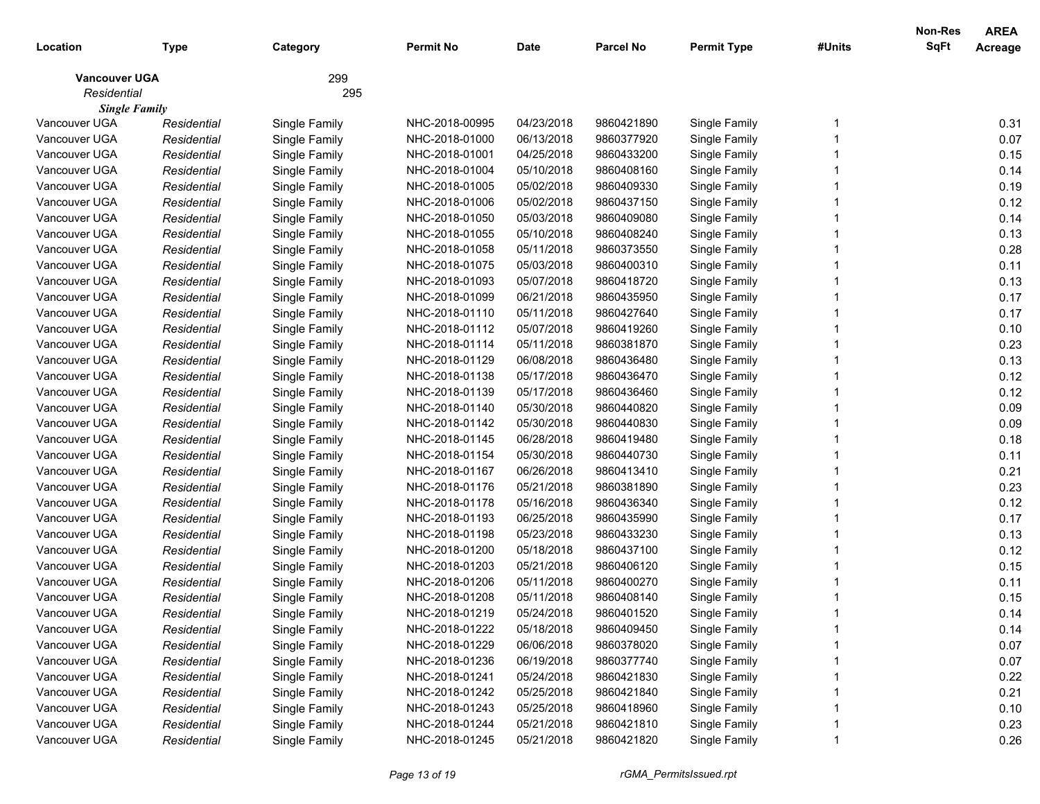| Location | Type | Category | Permit No | Date | Parcel No | Permit Type | #Units | Non-Res SqFt | AREA Acreage |
|---|---|---|---|---|---|---|---|---|---|
| **Vancouver UGA** | | 299 | | | | | | | |
| *Residential* | | 295 | | | | | | | |
| ***Single Family*** | | | | | | | | | |
| Vancouver UGA | *Residential* | Single Family | NHC-2018-00995 | 04/23/2018 | 9860421890 | Single Family | 1 | | 0.31 |
| Vancouver UGA | *Residential* | Single Family | NHC-2018-01000 | 06/13/2018 | 9860377920 | Single Family | 1 | | 0.07 |
| Vancouver UGA | *Residential* | Single Family | NHC-2018-01001 | 04/25/2018 | 9860433200 | Single Family | 1 | | 0.15 |
| Vancouver UGA | *Residential* | Single Family | NHC-2018-01004 | 05/10/2018 | 9860408160 | Single Family | 1 | | 0.14 |
| Vancouver UGA | *Residential* | Single Family | NHC-2018-01005 | 05/02/2018 | 9860409330 | Single Family | 1 | | 0.19 |
| Vancouver UGA | *Residential* | Single Family | NHC-2018-01006 | 05/02/2018 | 9860437150 | Single Family | 1 | | 0.12 |
| Vancouver UGA | *Residential* | Single Family | NHC-2018-01050 | 05/03/2018 | 9860409080 | Single Family | 1 | | 0.14 |
| Vancouver UGA | *Residential* | Single Family | NHC-2018-01055 | 05/10/2018 | 9860408240 | Single Family | 1 | | 0.13 |
| Vancouver UGA | *Residential* | Single Family | NHC-2018-01058 | 05/11/2018 | 9860373550 | Single Family | 1 | | 0.28 |
| Vancouver UGA | *Residential* | Single Family | NHC-2018-01075 | 05/03/2018 | 9860400310 | Single Family | 1 | | 0.11 |
| Vancouver UGA | *Residential* | Single Family | NHC-2018-01093 | 05/07/2018 | 9860418720 | Single Family | 1 | | 0.13 |
| Vancouver UGA | *Residential* | Single Family | NHC-2018-01099 | 06/21/2018 | 9860435950 | Single Family | 1 | | 0.17 |
| Vancouver UGA | *Residential* | Single Family | NHC-2018-01110 | 05/11/2018 | 9860427640 | Single Family | 1 | | 0.17 |
| Vancouver UGA | *Residential* | Single Family | NHC-2018-01112 | 05/07/2018 | 9860419260 | Single Family | 1 | | 0.10 |
| Vancouver UGA | *Residential* | Single Family | NHC-2018-01114 | 05/11/2018 | 9860381870 | Single Family | 1 | | 0.23 |
| Vancouver UGA | *Residential* | Single Family | NHC-2018-01129 | 06/08/2018 | 9860436480 | Single Family | 1 | | 0.13 |
| Vancouver UGA | *Residential* | Single Family | NHC-2018-01138 | 05/17/2018 | 9860436470 | Single Family | 1 | | 0.12 |
| Vancouver UGA | *Residential* | Single Family | NHC-2018-01139 | 05/17/2018 | 9860436460 | Single Family | 1 | | 0.12 |
| Vancouver UGA | *Residential* | Single Family | NHC-2018-01140 | 05/30/2018 | 9860440820 | Single Family | 1 | | 0.09 |
| Vancouver UGA | *Residential* | Single Family | NHC-2018-01142 | 05/30/2018 | 9860440830 | Single Family | 1 | | 0.09 |
| Vancouver UGA | *Residential* | Single Family | NHC-2018-01145 | 06/28/2018 | 9860419480 | Single Family | 1 | | 0.18 |
| Vancouver UGA | *Residential* | Single Family | NHC-2018-01154 | 05/30/2018 | 9860440730 | Single Family | 1 | | 0.11 |
| Vancouver UGA | *Residential* | Single Family | NHC-2018-01167 | 06/26/2018 | 9860413410 | Single Family | 1 | | 0.21 |
| Vancouver UGA | *Residential* | Single Family | NHC-2018-01176 | 05/21/2018 | 9860381890 | Single Family | 1 | | 0.23 |
| Vancouver UGA | *Residential* | Single Family | NHC-2018-01178 | 05/16/2018 | 9860436340 | Single Family | 1 | | 0.12 |
| Vancouver UGA | *Residential* | Single Family | NHC-2018-01193 | 06/25/2018 | 9860435990 | Single Family | 1 | | 0.17 |
| Vancouver UGA | *Residential* | Single Family | NHC-2018-01198 | 05/23/2018 | 9860433230 | Single Family | 1 | | 0.13 |
| Vancouver UGA | *Residential* | Single Family | NHC-2018-01200 | 05/18/2018 | 9860437100 | Single Family | 1 | | 0.12 |
| Vancouver UGA | *Residential* | Single Family | NHC-2018-01203 | 05/21/2018 | 9860406120 | Single Family | 1 | | 0.15 |
| Vancouver UGA | *Residential* | Single Family | NHC-2018-01206 | 05/11/2018 | 9860400270 | Single Family | 1 | | 0.11 |
| Vancouver UGA | *Residential* | Single Family | NHC-2018-01208 | 05/11/2018 | 9860408140 | Single Family | 1 | | 0.15 |
| Vancouver UGA | *Residential* | Single Family | NHC-2018-01219 | 05/24/2018 | 9860401520 | Single Family | 1 | | 0.14 |
| Vancouver UGA | *Residential* | Single Family | NHC-2018-01222 | 05/18/2018 | 9860409450 | Single Family | 1 | | 0.14 |
| Vancouver UGA | *Residential* | Single Family | NHC-2018-01229 | 06/06/2018 | 9860378020 | Single Family | 1 | | 0.07 |
| Vancouver UGA | *Residential* | Single Family | NHC-2018-01236 | 06/19/2018 | 9860377740 | Single Family | 1 | | 0.07 |
| Vancouver UGA | *Residential* | Single Family | NHC-2018-01241 | 05/24/2018 | 9860421830 | Single Family | 1 | | 0.22 |
| Vancouver UGA | *Residential* | Single Family | NHC-2018-01242 | 05/25/2018 | 9860421840 | Single Family | 1 | | 0.21 |
| Vancouver UGA | *Residential* | Single Family | NHC-2018-01243 | 05/25/2018 | 9860418960 | Single Family | 1 | | 0.10 |
| Vancouver UGA | *Residential* | Single Family | NHC-2018-01244 | 05/21/2018 | 9860421810 | Single Family | 1 | | 0.23 |
| Vancouver UGA | *Residential* | Single Family | NHC-2018-01245 | 05/21/2018 | 9860421820 | Single Family | 1 | | 0.26 |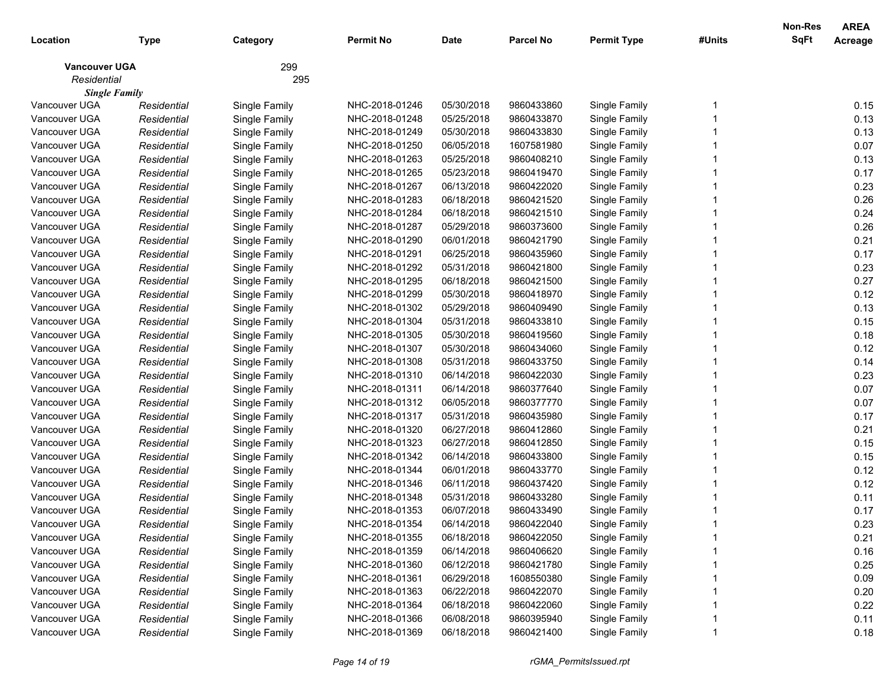| Location | Type | Category | Permit No | Date | Parcel No | Permit Type | #Units | Non-Res SqFt | AREA Acreage |
|---|---|---|---|---|---|---|---|---|---|
| **Vancouver UGA** | | 299 | | | | | | | |
| *Residential* | | 295 | | | | | | | |
| ***Single Family*** | | | | | | | | | |
| Vancouver UGA | *Residential* | Single Family | NHC-2018-01246 | 05/30/2018 | 9860433860 | Single Family | 1 | | 0.15 |
| Vancouver UGA | *Residential* | Single Family | NHC-2018-01248 | 05/25/2018 | 9860433870 | Single Family | 1 | | 0.13 |
| Vancouver UGA | *Residential* | Single Family | NHC-2018-01249 | 05/30/2018 | 9860433830 | Single Family | 1 | | 0.13 |
| Vancouver UGA | *Residential* | Single Family | NHC-2018-01250 | 06/05/2018 | 1607581980 | Single Family | 1 | | 0.07 |
| Vancouver UGA | *Residential* | Single Family | NHC-2018-01263 | 05/25/2018 | 9860408210 | Single Family | 1 | | 0.13 |
| Vancouver UGA | *Residential* | Single Family | NHC-2018-01265 | 05/23/2018 | 9860419470 | Single Family | 1 | | 0.17 |
| Vancouver UGA | *Residential* | Single Family | NHC-2018-01267 | 06/13/2018 | 9860422020 | Single Family | 1 | | 0.23 |
| Vancouver UGA | *Residential* | Single Family | NHC-2018-01283 | 06/18/2018 | 9860421520 | Single Family | 1 | | 0.26 |
| Vancouver UGA | *Residential* | Single Family | NHC-2018-01284 | 06/18/2018 | 9860421510 | Single Family | 1 | | 0.24 |
| Vancouver UGA | *Residential* | Single Family | NHC-2018-01287 | 05/29/2018 | 9860373600 | Single Family | 1 | | 0.26 |
| Vancouver UGA | *Residential* | Single Family | NHC-2018-01290 | 06/01/2018 | 9860421790 | Single Family | 1 | | 0.21 |
| Vancouver UGA | *Residential* | Single Family | NHC-2018-01291 | 06/25/2018 | 9860435960 | Single Family | 1 | | 0.17 |
| Vancouver UGA | *Residential* | Single Family | NHC-2018-01292 | 05/31/2018 | 9860421800 | Single Family | 1 | | 0.23 |
| Vancouver UGA | *Residential* | Single Family | NHC-2018-01295 | 06/18/2018 | 9860421500 | Single Family | 1 | | 0.27 |
| Vancouver UGA | *Residential* | Single Family | NHC-2018-01299 | 05/30/2018 | 9860418970 | Single Family | 1 | | 0.12 |
| Vancouver UGA | *Residential* | Single Family | NHC-2018-01302 | 05/29/2018 | 9860409490 | Single Family | 1 | | 0.13 |
| Vancouver UGA | *Residential* | Single Family | NHC-2018-01304 | 05/31/2018 | 9860433810 | Single Family | 1 | | 0.15 |
| Vancouver UGA | *Residential* | Single Family | NHC-2018-01305 | 05/30/2018 | 9860419560 | Single Family | 1 | | 0.18 |
| Vancouver UGA | *Residential* | Single Family | NHC-2018-01307 | 05/30/2018 | 9860434060 | Single Family | 1 | | 0.12 |
| Vancouver UGA | *Residential* | Single Family | NHC-2018-01308 | 05/31/2018 | 9860433750 | Single Family | 1 | | 0.14 |
| Vancouver UGA | *Residential* | Single Family | NHC-2018-01310 | 06/14/2018 | 9860422030 | Single Family | 1 | | 0.23 |
| Vancouver UGA | *Residential* | Single Family | NHC-2018-01311 | 06/14/2018 | 9860377640 | Single Family | 1 | | 0.07 |
| Vancouver UGA | *Residential* | Single Family | NHC-2018-01312 | 06/05/2018 | 9860377770 | Single Family | 1 | | 0.07 |
| Vancouver UGA | *Residential* | Single Family | NHC-2018-01317 | 05/31/2018 | 9860435980 | Single Family | 1 | | 0.17 |
| Vancouver UGA | *Residential* | Single Family | NHC-2018-01320 | 06/27/2018 | 9860412860 | Single Family | 1 | | 0.21 |
| Vancouver UGA | *Residential* | Single Family | NHC-2018-01323 | 06/27/2018 | 9860412850 | Single Family | 1 | | 0.15 |
| Vancouver UGA | *Residential* | Single Family | NHC-2018-01342 | 06/14/2018 | 9860433800 | Single Family | 1 | | 0.15 |
| Vancouver UGA | *Residential* | Single Family | NHC-2018-01344 | 06/01/2018 | 9860433770 | Single Family | 1 | | 0.12 |
| Vancouver UGA | *Residential* | Single Family | NHC-2018-01346 | 06/11/2018 | 9860437420 | Single Family | 1 | | 0.12 |
| Vancouver UGA | *Residential* | Single Family | NHC-2018-01348 | 05/31/2018 | 9860433280 | Single Family | 1 | | 0.11 |
| Vancouver UGA | *Residential* | Single Family | NHC-2018-01353 | 06/07/2018 | 9860433490 | Single Family | 1 | | 0.17 |
| Vancouver UGA | *Residential* | Single Family | NHC-2018-01354 | 06/14/2018 | 9860422040 | Single Family | 1 | | 0.23 |
| Vancouver UGA | *Residential* | Single Family | NHC-2018-01355 | 06/18/2018 | 9860422050 | Single Family | 1 | | 0.21 |
| Vancouver UGA | *Residential* | Single Family | NHC-2018-01359 | 06/14/2018 | 9860406620 | Single Family | 1 | | 0.16 |
| Vancouver UGA | *Residential* | Single Family | NHC-2018-01360 | 06/12/2018 | 9860421780 | Single Family | 1 | | 0.25 |
| Vancouver UGA | *Residential* | Single Family | NHC-2018-01361 | 06/29/2018 | 1608550380 | Single Family | 1 | | 0.09 |
| Vancouver UGA | *Residential* | Single Family | NHC-2018-01363 | 06/22/2018 | 9860422070 | Single Family | 1 | | 0.20 |
| Vancouver UGA | *Residential* | Single Family | NHC-2018-01364 | 06/18/2018 | 9860422060 | Single Family | 1 | | 0.22 |
| Vancouver UGA | *Residential* | Single Family | NHC-2018-01366 | 06/08/2018 | 9860395940 | Single Family | 1 | | 0.11 |
| Vancouver UGA | *Residential* | Single Family | NHC-2018-01369 | 06/18/2018 | 9860421400 | Single Family | 1 | | 0.18 |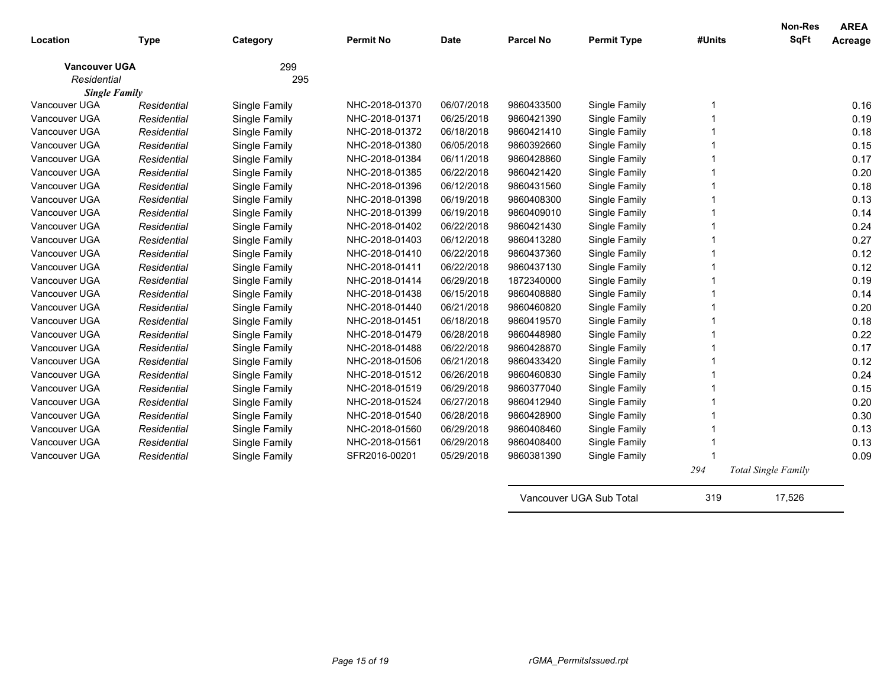| Location | Type | Category | Permit No | Date | Parcel No | Permit Type | #Units | Non-Res SqFt | AREA Acreage |
|---|---|---|---|---|---|---|---|---|---|
| **Vancouver UGA** | | 299 | | | | | | | |
| *Residential* | | 295 | | | | | | | |
| ***Single Family*** | | | | | | | | | |
| Vancouver UGA | *Residential* | Single Family | NHC-2018-01370 | 06/07/2018 | 9860433500 | Single Family | 1 | | 0.16 |
| Vancouver UGA | *Residential* | Single Family | NHC-2018-01371 | 06/25/2018 | 9860421390 | Single Family | 1 | | 0.19 |
| Vancouver UGA | *Residential* | Single Family | NHC-2018-01372 | 06/18/2018 | 9860421410 | Single Family | 1 | | 0.18 |
| Vancouver UGA | *Residential* | Single Family | NHC-2018-01380 | 06/05/2018 | 9860392660 | Single Family | 1 | | 0.15 |
| Vancouver UGA | *Residential* | Single Family | NHC-2018-01384 | 06/11/2018 | 9860428860 | Single Family | 1 | | 0.17 |
| Vancouver UGA | *Residential* | Single Family | NHC-2018-01385 | 06/22/2018 | 9860421420 | Single Family | 1 | | 0.20 |
| Vancouver UGA | *Residential* | Single Family | NHC-2018-01396 | 06/12/2018 | 9860431560 | Single Family | 1 | | 0.18 |
| Vancouver UGA | *Residential* | Single Family | NHC-2018-01398 | 06/19/2018 | 9860408300 | Single Family | 1 | | 0.13 |
| Vancouver UGA | *Residential* | Single Family | NHC-2018-01399 | 06/19/2018 | 9860409010 | Single Family | 1 | | 0.14 |
| Vancouver UGA | *Residential* | Single Family | NHC-2018-01402 | 06/22/2018 | 9860421430 | Single Family | 1 | | 0.24 |
| Vancouver UGA | *Residential* | Single Family | NHC-2018-01403 | 06/12/2018 | 9860413280 | Single Family | 1 | | 0.27 |
| Vancouver UGA | *Residential* | Single Family | NHC-2018-01410 | 06/22/2018 | 9860437360 | Single Family | 1 | | 0.12 |
| Vancouver UGA | *Residential* | Single Family | NHC-2018-01411 | 06/22/2018 | 9860437130 | Single Family | 1 | | 0.12 |
| Vancouver UGA | *Residential* | Single Family | NHC-2018-01414 | 06/29/2018 | 1872340000 | Single Family | 1 | | 0.19 |
| Vancouver UGA | *Residential* | Single Family | NHC-2018-01438 | 06/15/2018 | 9860408880 | Single Family | 1 | | 0.14 |
| Vancouver UGA | *Residential* | Single Family | NHC-2018-01440 | 06/21/2018 | 9860460820 | Single Family | 1 | | 0.20 |
| Vancouver UGA | *Residential* | Single Family | NHC-2018-01451 | 06/18/2018 | 9860419570 | Single Family | 1 | | 0.18 |
| Vancouver UGA | *Residential* | Single Family | NHC-2018-01479 | 06/28/2018 | 9860448980 | Single Family | 1 | | 0.22 |
| Vancouver UGA | *Residential* | Single Family | NHC-2018-01488 | 06/22/2018 | 9860428870 | Single Family | 1 | | 0.17 |
| Vancouver UGA | *Residential* | Single Family | NHC-2018-01506 | 06/21/2018 | 9860433420 | Single Family | 1 | | 0.12 |
| Vancouver UGA | *Residential* | Single Family | NHC-2018-01512 | 06/26/2018 | 9860460830 | Single Family | 1 | | 0.24 |
| Vancouver UGA | *Residential* | Single Family | NHC-2018-01519 | 06/29/2018 | 9860377040 | Single Family | 1 | | 0.15 |
| Vancouver UGA | *Residential* | Single Family | NHC-2018-01524 | 06/27/2018 | 9860412940 | Single Family | 1 | | 0.20 |
| Vancouver UGA | *Residential* | Single Family | NHC-2018-01540 | 06/28/2018 | 9860428900 | Single Family | 1 | | 0.30 |
| Vancouver UGA | *Residential* | Single Family | NHC-2018-01560 | 06/29/2018 | 9860408460 | Single Family | 1 | | 0.13 |
| Vancouver UGA | *Residential* | Single Family | NHC-2018-01561 | 06/29/2018 | 9860408400 | Single Family | 1 | | 0.13 |
| Vancouver UGA | *Residential* | Single Family | SFR2016-00201 | 05/29/2018 | 9860381390 | Single Family | 1 | | 0.09 |
| | | | | | | | *294* | *Total Single Family* | |
| | | | | | Vancouver UGA Sub Total | | 319 | 17,526 | |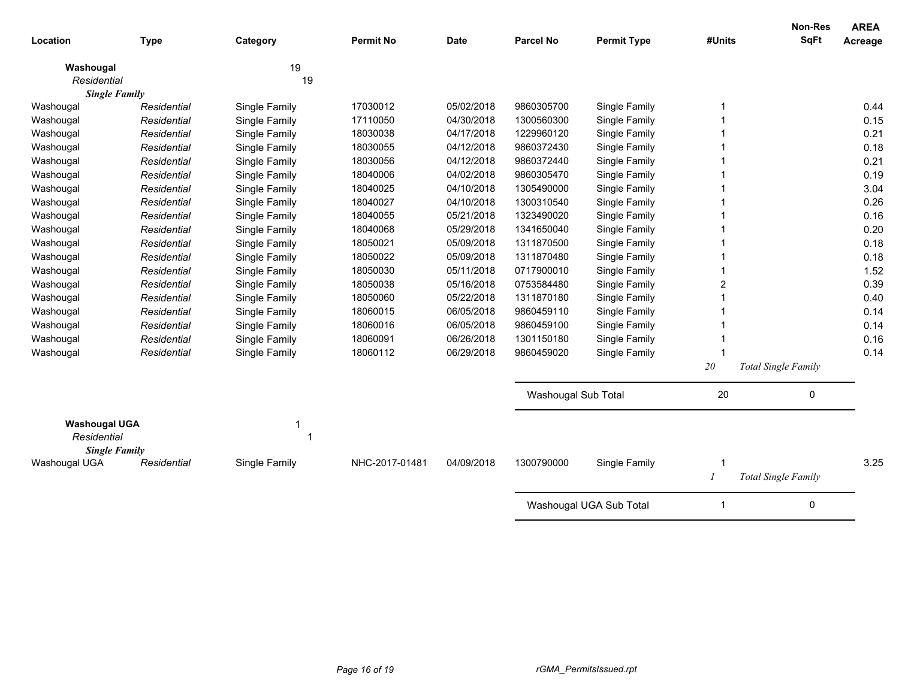| Location | Type | Category | Permit No | Date | Parcel No | Permit Type | #Units | Non-Res SqFt | AREA Acreage |
|---|---|---|---|---|---|---|---|---|---|
| **Washougal** | | 19 | | | | | | | |
| *Residential* | | 19 | | | | | | | |
| ***Single Family*** | | | | | | | | | |
| Washougal | *Residential* | Single Family | 17030012 | 05/02/2018 | 9860305700 | Single Family | 1 | | 0.44 |
| Washougal | *Residential* | Single Family | 17110050 | 04/30/2018 | 1300560300 | Single Family | 1 | | 0.15 |
| Washougal | *Residential* | Single Family | 18030038 | 04/17/2018 | 1229960120 | Single Family | 1 | | 0.21 |
| Washougal | *Residential* | Single Family | 18030055 | 04/12/2018 | 9860372430 | Single Family | 1 | | 0.18 |
| Washougal | *Residential* | Single Family | 18030056 | 04/12/2018 | 9860372440 | Single Family | 1 | | 0.21 |
| Washougal | *Residential* | Single Family | 18040006 | 04/02/2018 | 9860305470 | Single Family | 1 | | 0.19 |
| Washougal | *Residential* | Single Family | 18040025 | 04/10/2018 | 1305490000 | Single Family | 1 | | 3.04 |
| Washougal | *Residential* | Single Family | 18040027 | 04/10/2018 | 1300310540 | Single Family | 1 | | 0.26 |
| Washougal | *Residential* | Single Family | 18040055 | 05/21/2018 | 1323490020 | Single Family | 1 | | 0.16 |
| Washougal | *Residential* | Single Family | 18040068 | 05/29/2018 | 1341650040 | Single Family | 1 | | 0.20 |
| Washougal | *Residential* | Single Family | 18050021 | 05/09/2018 | 1311870500 | Single Family | 1 | | 0.18 |
| Washougal | *Residential* | Single Family | 18050022 | 05/09/2018 | 1311870480 | Single Family | 1 | | 0.18 |
| Washougal | *Residential* | Single Family | 18050030 | 05/11/2018 | 0717900010 | Single Family | 1 | | 1.52 |
| Washougal | *Residential* | Single Family | 18050038 | 05/16/2018 | 0753584480 | Single Family | 2 | | 0.39 |
| Washougal | *Residential* | Single Family | 18050060 | 05/22/2018 | 1311870180 | Single Family | 1 | | 0.40 |
| Washougal | *Residential* | Single Family | 18060015 | 06/05/2018 | 9860459110 | Single Family | 1 | | 0.14 |
| Washougal | *Residential* | Single Family | 18060016 | 06/05/2018 | 9860459100 | Single Family | 1 | | 0.14 |
| Washougal | *Residential* | Single Family | 18060091 | 06/26/2018 | 1301150180 | Single Family | 1 | | 0.16 |
| Washougal | *Residential* | Single Family | 18060112 | 06/29/2018 | 9860459020 | Single Family | 1 | | 0.14 |
| | | | | | | | *20* | *Total Single Family* | |
| | | | | | Washougal Sub Total | | 20 | 0 | |
| **Washougal UGA** | | 1 | | | | | | | |
| *Residential* | | 1 | | | | | | | |
| ***Single Family*** | | | | | | | | | |
| Washougal UGA | *Residential* | Single Family | NHC-2017-01481 | 04/09/2018 | 1300790000 | Single Family | 1 | | 3.25 |
| | | | | | | | *1* | *Total Single Family* | |
| | | | | | Washougal UGA Sub Total | | 1 | 0 | |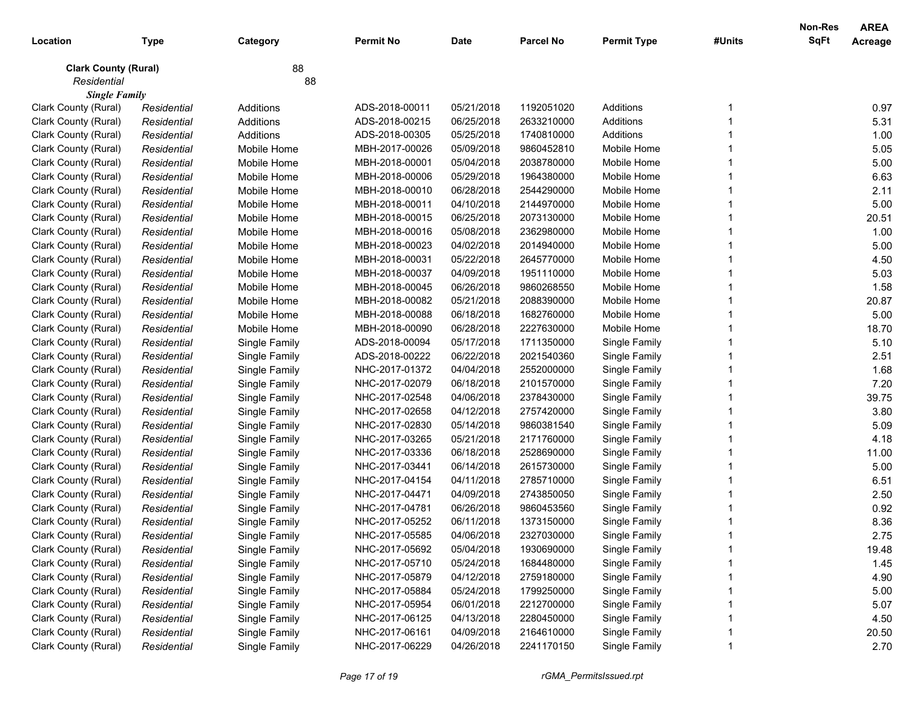| Location | Type | Category | Permit No | Date | Parcel No | Permit Type | #Units | Non-Res SqFt | AREA Acreage |
|---|---|---|---|---|---|---|---|---|---|
| **Clark County (Rural)** | | 88 | | | | | | | |
| *Residential* | | 88 | | | | | | | |
| ***Single Family*** | | | | | | | | | |
| Clark County (Rural) | *Residential* | Additions | ADS-2018-00011 | 05/21/2018 | 1192051020 | Additions | 1 | | 0.97 |
| Clark County (Rural) | *Residential* | Additions | ADS-2018-00215 | 06/25/2018 | 2633210000 | Additions | 1 | | 5.31 |
| Clark County (Rural) | *Residential* | Additions | ADS-2018-00305 | 05/25/2018 | 1740810000 | Additions | 1 | | 1.00 |
| Clark County (Rural) | *Residential* | Mobile Home | MBH-2017-00026 | 05/09/2018 | 9860452810 | Mobile Home | 1 | | 5.05 |
| Clark County (Rural) | *Residential* | Mobile Home | MBH-2018-00001 | 05/04/2018 | 2038780000 | Mobile Home | 1 | | 5.00 |
| Clark County (Rural) | *Residential* | Mobile Home | MBH-2018-00006 | 05/29/2018 | 1964380000 | Mobile Home | 1 | | 6.63 |
| Clark County (Rural) | *Residential* | Mobile Home | MBH-2018-00010 | 06/28/2018 | 2544290000 | Mobile Home | 1 | | 2.11 |
| Clark County (Rural) | *Residential* | Mobile Home | MBH-2018-00011 | 04/10/2018 | 2144970000 | Mobile Home | 1 | | 5.00 |
| Clark County (Rural) | *Residential* | Mobile Home | MBH-2018-00015 | 06/25/2018 | 2073130000 | Mobile Home | 1 | | 20.51 |
| Clark County (Rural) | *Residential* | Mobile Home | MBH-2018-00016 | 05/08/2018 | 2362980000 | Mobile Home | 1 | | 1.00 |
| Clark County (Rural) | *Residential* | Mobile Home | MBH-2018-00023 | 04/02/2018 | 2014940000 | Mobile Home | 1 | | 5.00 |
| Clark County (Rural) | *Residential* | Mobile Home | MBH-2018-00031 | 05/22/2018 | 2645770000 | Mobile Home | 1 | | 4.50 |
| Clark County (Rural) | *Residential* | Mobile Home | MBH-2018-00037 | 04/09/2018 | 1951110000 | Mobile Home | 1 | | 5.03 |
| Clark County (Rural) | *Residential* | Mobile Home | MBH-2018-00045 | 06/26/2018 | 9860268550 | Mobile Home | 1 | | 1.58 |
| Clark County (Rural) | *Residential* | Mobile Home | MBH-2018-00082 | 05/21/2018 | 2088390000 | Mobile Home | 1 | | 20.87 |
| Clark County (Rural) | *Residential* | Mobile Home | MBH-2018-00088 | 06/18/2018 | 1682760000 | Mobile Home | 1 | | 5.00 |
| Clark County (Rural) | *Residential* | Mobile Home | MBH-2018-00090 | 06/28/2018 | 2227630000 | Mobile Home | 1 | | 18.70 |
| Clark County (Rural) | *Residential* | Single Family | ADS-2018-00094 | 05/17/2018 | 1711350000 | Single Family | 1 | | 5.10 |
| Clark County (Rural) | *Residential* | Single Family | ADS-2018-00222 | 06/22/2018 | 2021540360 | Single Family | 1 | | 2.51 |
| Clark County (Rural) | *Residential* | Single Family | NHC-2017-01372 | 04/04/2018 | 2552000000 | Single Family | 1 | | 1.68 |
| Clark County (Rural) | *Residential* | Single Family | NHC-2017-02079 | 06/18/2018 | 2101570000 | Single Family | 1 | | 7.20 |
| Clark County (Rural) | *Residential* | Single Family | NHC-2017-02548 | 04/06/2018 | 2378430000 | Single Family | 1 | | 39.75 |
| Clark County (Rural) | *Residential* | Single Family | NHC-2017-02658 | 04/12/2018 | 2757420000 | Single Family | 1 | | 3.80 |
| Clark County (Rural) | *Residential* | Single Family | NHC-2017-02830 | 05/14/2018 | 9860381540 | Single Family | 1 | | 5.09 |
| Clark County (Rural) | *Residential* | Single Family | NHC-2017-03265 | 05/21/2018 | 2171760000 | Single Family | 1 | | 4.18 |
| Clark County (Rural) | *Residential* | Single Family | NHC-2017-03336 | 06/18/2018 | 2528690000 | Single Family | 1 | | 11.00 |
| Clark County (Rural) | *Residential* | Single Family | NHC-2017-03441 | 06/14/2018 | 2615730000 | Single Family | 1 | | 5.00 |
| Clark County (Rural) | *Residential* | Single Family | NHC-2017-04154 | 04/11/2018 | 2785710000 | Single Family | 1 | | 6.51 |
| Clark County (Rural) | *Residential* | Single Family | NHC-2017-04471 | 04/09/2018 | 2743850050 | Single Family | 1 | | 2.50 |
| Clark County (Rural) | *Residential* | Single Family | NHC-2017-04781 | 06/26/2018 | 9860453560 | Single Family | 1 | | 0.92 |
| Clark County (Rural) | *Residential* | Single Family | NHC-2017-05252 | 06/11/2018 | 1373150000 | Single Family | 1 | | 8.36 |
| Clark County (Rural) | *Residential* | Single Family | NHC-2017-05585 | 04/06/2018 | 2327030000 | Single Family | 1 | | 2.75 |
| Clark County (Rural) | *Residential* | Single Family | NHC-2017-05692 | 05/04/2018 | 1930690000 | Single Family | 1 | | 19.48 |
| Clark County (Rural) | *Residential* | Single Family | NHC-2017-05710 | 05/24/2018 | 1684480000 | Single Family | 1 | | 1.45 |
| Clark County (Rural) | *Residential* | Single Family | NHC-2017-05879 | 04/12/2018 | 2759180000 | Single Family | 1 | | 4.90 |
| Clark County (Rural) | *Residential* | Single Family | NHC-2017-05884 | 05/24/2018 | 1799250000 | Single Family | 1 | | 5.00 |
| Clark County (Rural) | *Residential* | Single Family | NHC-2017-05954 | 06/01/2018 | 2212700000 | Single Family | 1 | | 5.07 |
| Clark County (Rural) | *Residential* | Single Family | NHC-2017-06125 | 04/13/2018 | 2280450000 | Single Family | 1 | | 4.50 |
| Clark County (Rural) | *Residential* | Single Family | NHC-2017-06161 | 04/09/2018 | 2164610000 | Single Family | 1 | | 20.50 |
| Clark County (Rural) | *Residential* | Single Family | NHC-2017-06229 | 04/26/2018 | 2241170150 | Single Family | 1 | | 2.70 |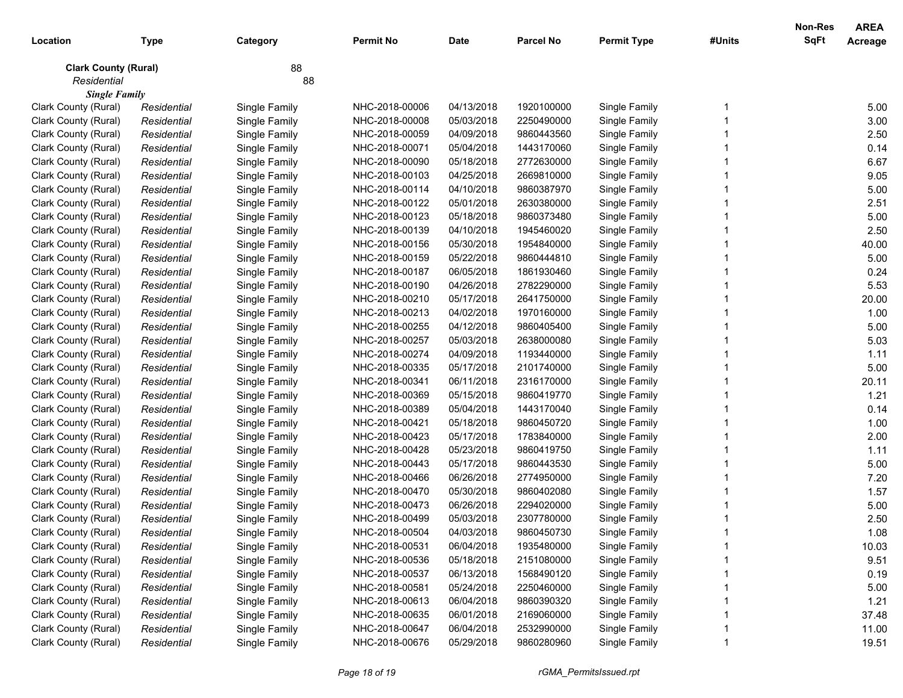| Location | Type | Category | Permit No | Date | Parcel No | Permit Type | #Units | Non-Res SqFt | AREA Acreage |
|---|---|---|---|---|---|---|---|---|---|
| **Clark County (Rural)** | | 88 | | | | | | | |
| *Residential* | | 88 | | | | | | | |
| ***Single Family*** | | | | | | | | | |
| Clark County (Rural) | *Residential* | Single Family | NHC-2018-00006 | 04/13/2018 | 1920100000 | Single Family | 1 | | 5.00 |
| Clark County (Rural) | *Residential* | Single Family | NHC-2018-00008 | 05/03/2018 | 2250490000 | Single Family | 1 | | 3.00 |
| Clark County (Rural) | *Residential* | Single Family | NHC-2018-00059 | 04/09/2018 | 9860443560 | Single Family | 1 | | 2.50 |
| Clark County (Rural) | *Residential* | Single Family | NHC-2018-00071 | 05/04/2018 | 1443170060 | Single Family | 1 | | 0.14 |
| Clark County (Rural) | *Residential* | Single Family | NHC-2018-00090 | 05/18/2018 | 2772630000 | Single Family | 1 | | 6.67 |
| Clark County (Rural) | *Residential* | Single Family | NHC-2018-00103 | 04/25/2018 | 2669810000 | Single Family | 1 | | 9.05 |
| Clark County (Rural) | *Residential* | Single Family | NHC-2018-00114 | 04/10/2018 | 9860387970 | Single Family | 1 | | 5.00 |
| Clark County (Rural) | *Residential* | Single Family | NHC-2018-00122 | 05/01/2018 | 2630380000 | Single Family | 1 | | 2.51 |
| Clark County (Rural) | *Residential* | Single Family | NHC-2018-00123 | 05/18/2018 | 9860373480 | Single Family | 1 | | 5.00 |
| Clark County (Rural) | *Residential* | Single Family | NHC-2018-00139 | 04/10/2018 | 1945460020 | Single Family | 1 | | 2.50 |
| Clark County (Rural) | *Residential* | Single Family | NHC-2018-00156 | 05/30/2018 | 1954840000 | Single Family | 1 | | 40.00 |
| Clark County (Rural) | *Residential* | Single Family | NHC-2018-00159 | 05/22/2018 | 9860444810 | Single Family | 1 | | 5.00 |
| Clark County (Rural) | *Residential* | Single Family | NHC-2018-00187 | 06/05/2018 | 1861930460 | Single Family | 1 | | 0.24 |
| Clark County (Rural) | *Residential* | Single Family | NHC-2018-00190 | 04/26/2018 | 2782290000 | Single Family | 1 | | 5.53 |
| Clark County (Rural) | *Residential* | Single Family | NHC-2018-00210 | 05/17/2018 | 2641750000 | Single Family | 1 | | 20.00 |
| Clark County (Rural) | *Residential* | Single Family | NHC-2018-00213 | 04/02/2018 | 1970160000 | Single Family | 1 | | 1.00 |
| Clark County (Rural) | *Residential* | Single Family | NHC-2018-00255 | 04/12/2018 | 9860405400 | Single Family | 1 | | 5.00 |
| Clark County (Rural) | *Residential* | Single Family | NHC-2018-00257 | 05/03/2018 | 2638000080 | Single Family | 1 | | 5.03 |
| Clark County (Rural) | *Residential* | Single Family | NHC-2018-00274 | 04/09/2018 | 1193440000 | Single Family | 1 | | 1.11 |
| Clark County (Rural) | *Residential* | Single Family | NHC-2018-00335 | 05/17/2018 | 2101740000 | Single Family | 1 | | 5.00 |
| Clark County (Rural) | *Residential* | Single Family | NHC-2018-00341 | 06/11/2018 | 2316170000 | Single Family | 1 | | 20.11 |
| Clark County (Rural) | *Residential* | Single Family | NHC-2018-00369 | 05/15/2018 | 9860419770 | Single Family | 1 | | 1.21 |
| Clark County (Rural) | *Residential* | Single Family | NHC-2018-00389 | 05/04/2018 | 1443170040 | Single Family | 1 | | 0.14 |
| Clark County (Rural) | *Residential* | Single Family | NHC-2018-00421 | 05/18/2018 | 9860450720 | Single Family | 1 | | 1.00 |
| Clark County (Rural) | *Residential* | Single Family | NHC-2018-00423 | 05/17/2018 | 1783840000 | Single Family | 1 | | 2.00 |
| Clark County (Rural) | *Residential* | Single Family | NHC-2018-00428 | 05/23/2018 | 9860419750 | Single Family | 1 | | 1.11 |
| Clark County (Rural) | *Residential* | Single Family | NHC-2018-00443 | 05/17/2018 | 9860443530 | Single Family | 1 | | 5.00 |
| Clark County (Rural) | *Residential* | Single Family | NHC-2018-00466 | 06/26/2018 | 2774950000 | Single Family | 1 | | 7.20 |
| Clark County (Rural) | *Residential* | Single Family | NHC-2018-00470 | 05/30/2018 | 9860402080 | Single Family | 1 | | 1.57 |
| Clark County (Rural) | *Residential* | Single Family | NHC-2018-00473 | 06/26/2018 | 2294020000 | Single Family | 1 | | 5.00 |
| Clark County (Rural) | *Residential* | Single Family | NHC-2018-00499 | 05/03/2018 | 2307780000 | Single Family | 1 | | 2.50 |
| Clark County (Rural) | *Residential* | Single Family | NHC-2018-00504 | 04/03/2018 | 9860450730 | Single Family | 1 | | 1.08 |
| Clark County (Rural) | *Residential* | Single Family | NHC-2018-00531 | 06/04/2018 | 1935480000 | Single Family | 1 | | 10.03 |
| Clark County (Rural) | *Residential* | Single Family | NHC-2018-00536 | 05/18/2018 | 2151080000 | Single Family | 1 | | 9.51 |
| Clark County (Rural) | *Residential* | Single Family | NHC-2018-00537 | 06/13/2018 | 1568490120 | Single Family | 1 | | 0.19 |
| Clark County (Rural) | *Residential* | Single Family | NHC-2018-00581 | 05/24/2018 | 2250460000 | Single Family | 1 | | 5.00 |
| Clark County (Rural) | *Residential* | Single Family | NHC-2018-00613 | 06/04/2018 | 9860390320 | Single Family | 1 | | 1.21 |
| Clark County (Rural) | *Residential* | Single Family | NHC-2018-00635 | 06/01/2018 | 2169060000 | Single Family | 1 | | 37.48 |
| Clark County (Rural) | *Residential* | Single Family | NHC-2018-00647 | 06/04/2018 | 2532990000 | Single Family | 1 | | 11.00 |
| Clark County (Rural) | *Residential* | Single Family | NHC-2018-00676 | 05/29/2018 | 9860280960 | Single Family | 1 | | 19.51 |

rGMA_PermitsIssued.rpt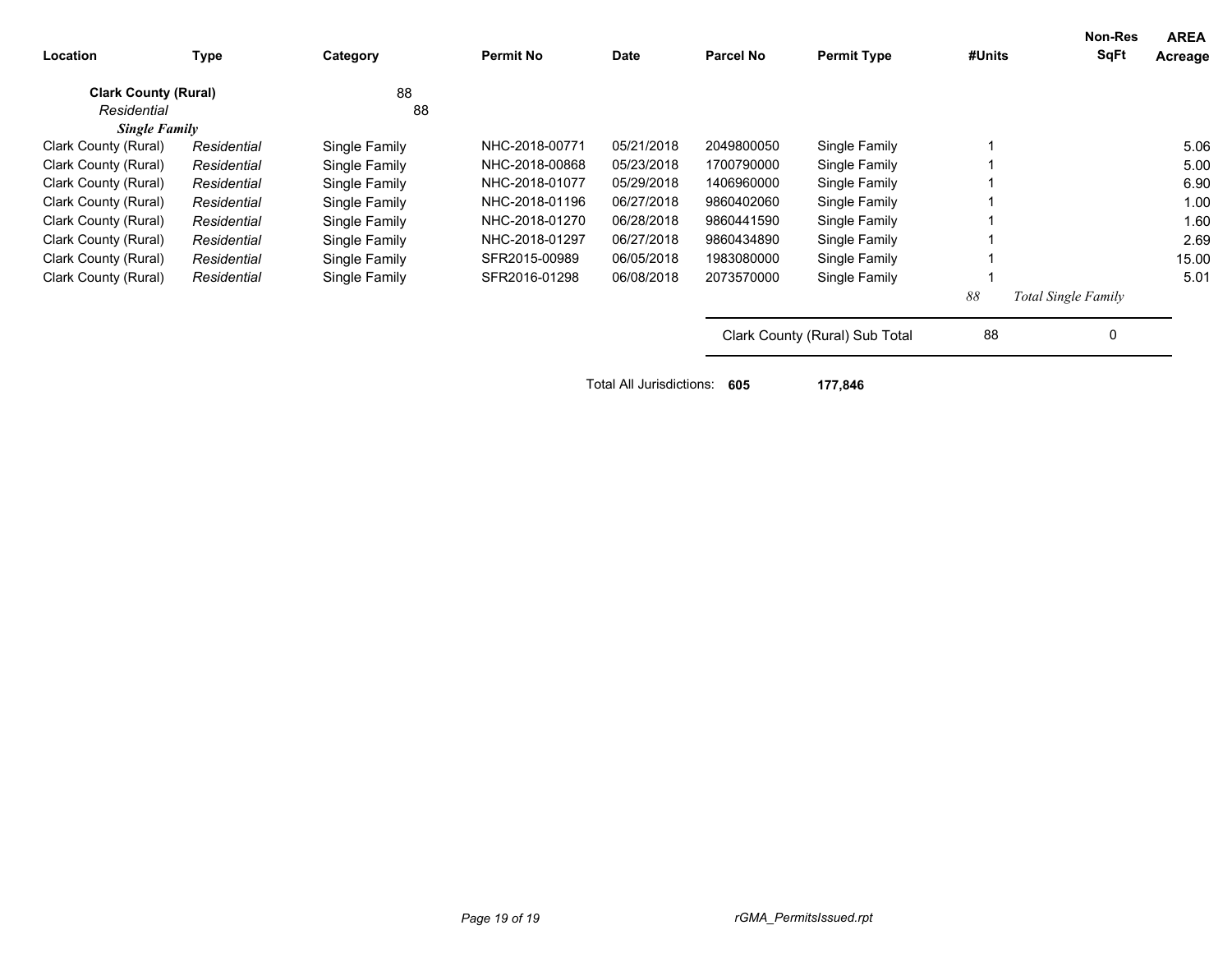| Location | Type | Category | Permit No | Date | Parcel No | Permit Type | #Units | Non-Res SqFt | AREA Acreage |
|---|---|---|---|---|---|---|---|---|---|
| **Clark County (Rural)** | | 88 | | | | | | | |
| *Residential* | | 88 | | | | | | | |
| ***Single Family*** | | | | | | | | | |
| Clark County (Rural) | *Residential* | Single Family | NHC-2018-00771 | 05/21/2018 | 2049800050 | Single Family | 1 | | 5.06 |
| Clark County (Rural) | *Residential* | Single Family | NHC-2018-00868 | 05/23/2018 | 1700790000 | Single Family | 1 | | 5.00 |
| Clark County (Rural) | *Residential* | Single Family | NHC-2018-01077 | 05/29/2018 | 1406960000 | Single Family | 1 | | 6.90 |
| Clark County (Rural) | *Residential* | Single Family | NHC-2018-01196 | 06/27/2018 | 9860402060 | Single Family | 1 | | 1.00 |
| Clark County (Rural) | *Residential* | Single Family | NHC-2018-01270 | 06/28/2018 | 9860441590 | Single Family | 1 | | 1.60 |
| Clark County (Rural) | *Residential* | Single Family | NHC-2018-01297 | 06/27/2018 | 9860434890 | Single Family | 1 | | 2.69 |
| Clark County (Rural) | *Residential* | Single Family | SFR2015-00989 | 06/05/2018 | 1983080000 | Single Family | 1 | | 15.00 |
| Clark County (Rural) | *Residential* | Single Family | SFR2016-01298 | 06/08/2018 | 2073570000 | Single Family | 1 | | 5.01 |
| | | | | | | | *88* | *Total Single Family* | |
| | | | | | | Clark County (Rural) Sub Total | 88 | 0 | |

Total All Jurisdictions: **605** **177,846**

rGMA_PermitsIssued.rpt